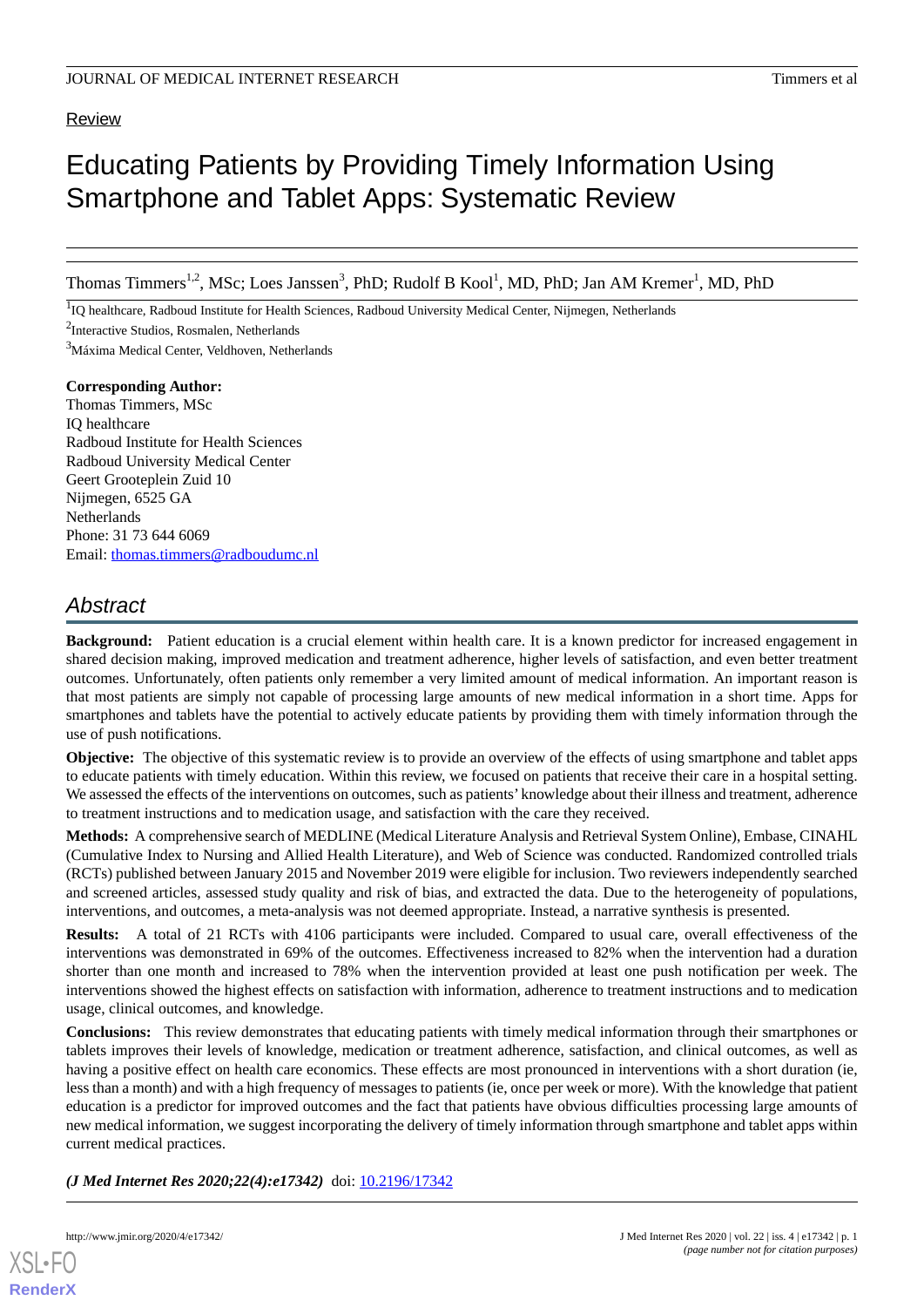Review

# Educating Patients by Providing Timely Information Using Smartphone and Tablet Apps: Systematic Review

Thomas Timmers[1,2], MSc; Loes Janssen[3], PhD; Rudolf B Kool[1], MD, PhD; Jan AM Kremer[1], MD, PhD

[1]IQ healthcare, Radboud Institute for Health Sciences, Radboud University Medical Center, Nijmegen, Netherlands

[2]Interactive Studios, Rosmalen, Netherlands

[3]Máxima Medical Center, Veldhoven, Netherlands

**Corresponding Author:**
Thomas Timmers, MSc
IQ healthcare
Radboud Institute for Health Sciences
Radboud University Medical Center
Geert Grooteplein Zuid 10
Nijmegen, 6525 GA
Netherlands
Phone: 31 73 644 6069
Email: thomas.timmers@radboudumc.nl

## Abstract

**Background:** Patient education is a crucial element within health care. It is a known predictor for increased engagement in shared decision making, improved medication and treatment adherence, higher levels of satisfaction, and even better treatment outcomes. Unfortunately, often patients only remember a very limited amount of medical information. An important reason is that most patients are simply not capable of processing large amounts of new medical information in a short time. Apps for smartphones and tablets have the potential to actively educate patients by providing them with timely information through the use of push notifications.

**Objective:** The objective of this systematic review is to provide an overview of the effects of using smartphone and tablet apps to educate patients with timely education. Within this review, we focused on patients that receive their care in a hospital setting. We assessed the effects of the interventions on outcomes, such as patients' knowledge about their illness and treatment, adherence to treatment instructions and to medication usage, and satisfaction with the care they received.

**Methods:** A comprehensive search of MEDLINE (Medical Literature Analysis and Retrieval System Online), Embase, CINAHL (Cumulative Index to Nursing and Allied Health Literature), and Web of Science was conducted. Randomized controlled trials (RCTs) published between January 2015 and November 2019 were eligible for inclusion. Two reviewers independently searched and screened articles, assessed study quality and risk of bias, and extracted the data. Due to the heterogeneity of populations, interventions, and outcomes, a meta-analysis was not deemed appropriate. Instead, a narrative synthesis is presented.

**Results:** A total of 21 RCTs with 4106 participants were included. Compared to usual care, overall effectiveness of the interventions was demonstrated in 69% of the outcomes. Effectiveness increased to 82% when the intervention had a duration shorter than one month and increased to 78% when the intervention provided at least one push notification per week. The interventions showed the highest effects on satisfaction with information, adherence to treatment instructions and to medication usage, clinical outcomes, and knowledge.

**Conclusions:** This review demonstrates that educating patients with timely medical information through their smartphones or tablets improves their levels of knowledge, medication or treatment adherence, satisfaction, and clinical outcomes, as well as having a positive effect on health care economics. These effects are most pronounced in interventions with a short duration (ie, less than a month) and with a high frequency of messages to patients (ie, once per week or more). With the knowledge that patient education is a predictor for improved outcomes and the fact that patients have obvious difficulties processing large amounts of new medical information, we suggest incorporating the delivery of timely information through smartphone and tablet apps within current medical practices.

***(J Med Internet Res 2020;22(4):e17342)*** doi: 10.2196/17342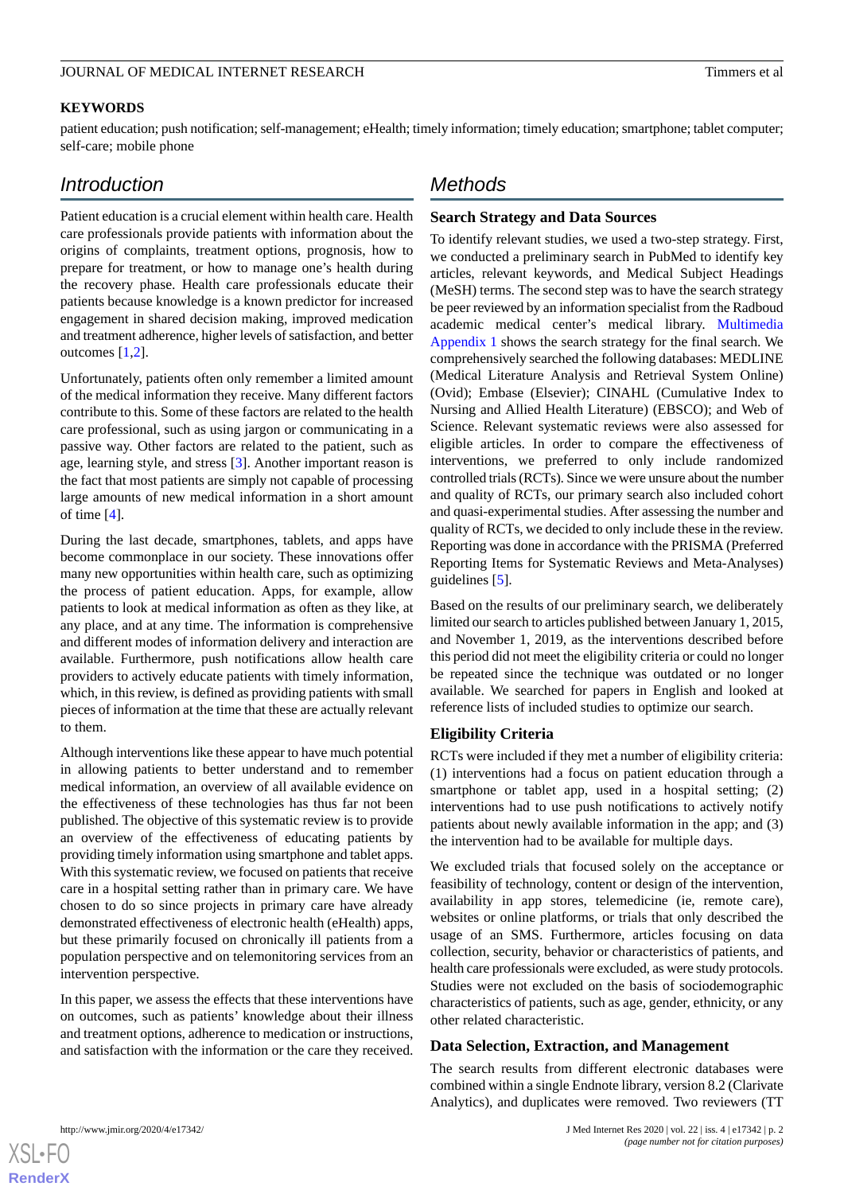## KEYWORDS

patient education; push notification; self-management; eHealth; timely information; timely education; smartphone; tablet computer; self-care; mobile phone

## Introduction

Patient education is a crucial element within health care. Health care professionals provide patients with information about the origins of complaints, treatment options, prognosis, how to prepare for treatment, or how to manage one's health during the recovery phase. Health care professionals educate their patients because knowledge is a known predictor for increased engagement in shared decision making, improved medication and treatment adherence, higher levels of satisfaction, and better outcomes [1,2].

Unfortunately, patients often only remember a limited amount of the medical information they receive. Many different factors contribute to this. Some of these factors are related to the health care professional, such as using jargon or communicating in a passive way. Other factors are related to the patient, such as age, learning style, and stress [3]. Another important reason is the fact that most patients are simply not capable of processing large amounts of new medical information in a short amount of time [4].

During the last decade, smartphones, tablets, and apps have become commonplace in our society. These innovations offer many new opportunities within health care, such as optimizing the process of patient education. Apps, for example, allow patients to look at medical information as often as they like, at any place, and at any time. The information is comprehensive and different modes of information delivery and interaction are available. Furthermore, push notifications allow health care providers to actively educate patients with timely information, which, in this review, is defined as providing patients with small pieces of information at the time that these are actually relevant to them.

Although interventions like these appear to have much potential in allowing patients to better understand and to remember medical information, an overview of all available evidence on the effectiveness of these technologies has thus far not been published. The objective of this systematic review is to provide an overview of the effectiveness of educating patients by providing timely information using smartphone and tablet apps. With this systematic review, we focused on patients that receive care in a hospital setting rather than in primary care. We have chosen to do so since projects in primary care have already demonstrated effectiveness of electronic health (eHealth) apps, but these primarily focused on chronically ill patients from a population perspective and on telemonitoring services from an intervention perspective.

In this paper, we assess the effects that these interventions have on outcomes, such as patients' knowledge about their illness and treatment options, adherence to medication or instructions, and satisfaction with the information or the care they received.

## Methods

### Search Strategy and Data Sources

To identify relevant studies, we used a two-step strategy. First, we conducted a preliminary search in PubMed to identify key articles, relevant keywords, and Medical Subject Headings (MeSH) terms. The second step was to have the search strategy be peer reviewed by an information specialist from the Radboud academic medical center's medical library. Multimedia Appendix 1 shows the search strategy for the final search. We comprehensively searched the following databases: MEDLINE (Medical Literature Analysis and Retrieval System Online) (Ovid); Embase (Elsevier); CINAHL (Cumulative Index to Nursing and Allied Health Literature) (EBSCO); and Web of Science. Relevant systematic reviews were also assessed for eligible articles. In order to compare the effectiveness of interventions, we preferred to only include randomized controlled trials (RCTs). Since we were unsure about the number and quality of RCTs, our primary search also included cohort and quasi-experimental studies. After assessing the number and quality of RCTs, we decided to only include these in the review. Reporting was done in accordance with the PRISMA (Preferred Reporting Items for Systematic Reviews and Meta-Analyses) guidelines [5].

Based on the results of our preliminary search, we deliberately limited our search to articles published between January 1, 2015, and November 1, 2019, as the interventions described before this period did not meet the eligibility criteria or could no longer be repeated since the technique was outdated or no longer available. We searched for papers in English and looked at reference lists of included studies to optimize our search.

### Eligibility Criteria

RCTs were included if they met a number of eligibility criteria: (1) interventions had a focus on patient education through a smartphone or tablet app, used in a hospital setting; (2) interventions had to use push notifications to actively notify patients about newly available information in the app; and (3) the intervention had to be available for multiple days.

We excluded trials that focused solely on the acceptance or feasibility of technology, content or design of the intervention, availability in app stores, telemedicine (ie, remote care), websites or online platforms, or trials that only described the usage of an SMS. Furthermore, articles focusing on data collection, security, behavior or characteristics of patients, and health care professionals were excluded, as were study protocols. Studies were not excluded on the basis of sociodemographic characteristics of patients, such as age, gender, ethnicity, or any other related characteristic.

### Data Selection, Extraction, and Management

The search results from different electronic databases were combined within a single Endnote library, version 8.2 (Clarivate Analytics), and duplicates were removed. Two reviewers (TT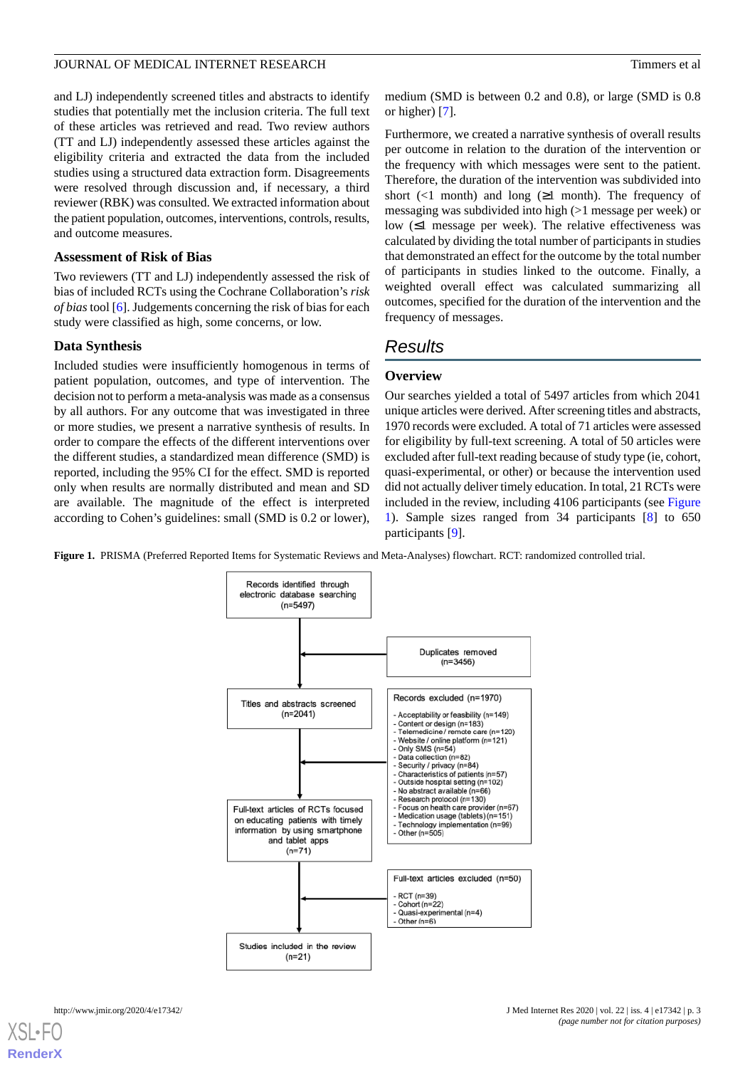and LJ) independently screened titles and abstracts to identify studies that potentially met the inclusion criteria. The full text of these articles was retrieved and read. Two review authors (TT and LJ) independently assessed these articles against the eligibility criteria and extracted the data from the included studies using a structured data extraction form. Disagreements were resolved through discussion and, if necessary, a third reviewer (RBK) was consulted. We extracted information about the patient population, outcomes, interventions, controls, results, and outcome measures.

### Assessment of Risk of Bias

Two reviewers (TT and LJ) independently assessed the risk of bias of included RCTs using the Cochrane Collaboration's *risk of bias* tool [6]. Judgements concerning the risk of bias for each study were classified as high, some concerns, or low.

### Data Synthesis

Included studies were insufficiently homogenous in terms of patient population, outcomes, and type of intervention. The decision not to perform a meta-analysis was made as a consensus by all authors. For any outcome that was investigated in three or more studies, we present a narrative synthesis of results. In order to compare the effects of the different interventions over the different studies, a standardized mean difference (SMD) is reported, including the 95% CI for the effect. SMD is reported only when results are normally distributed and mean and SD are available. The magnitude of the effect is interpreted according to Cohen's guidelines: small (SMD is 0.2 or lower), medium (SMD is between 0.2 and 0.8), or large (SMD is 0.8 or higher) [7].

Furthermore, we created a narrative synthesis of overall results per outcome in relation to the duration of the intervention or the frequency with which messages were sent to the patient. Therefore, the duration of the intervention was subdivided into short (<1 month) and long (≥1 month). The frequency of messaging was subdivided into high (>1 message per week) or low (≤1 message per week). The relative effectiveness was calculated by dividing the total number of participants in studies that demonstrated an effect for the outcome by the total number of participants in studies linked to the outcome. Finally, a weighted overall effect was calculated summarizing all outcomes, specified for the duration of the intervention and the frequency of messages.

## Results

### Overview

Our searches yielded a total of 5497 articles from which 2041 unique articles were derived. After screening titles and abstracts, 1970 records were excluded. A total of 71 articles were assessed for eligibility by full-text screening. A total of 50 articles were excluded after full-text reading because of study type (ie, cohort, quasi-experimental, or other) or because the intervention used did not actually deliver timely education. In total, 21 RCTs were included in the review, including 4106 participants (see Figure 1). Sample sizes ranged from 34 participants [8] to 650 participants [9].

**Figure 1.** PRISMA (Preferred Reported Items for Systematic Reviews and Meta-Analyses) flowchart. RCT: randomized controlled trial.

- Records identified through electronic database searching (n=5497)
- Duplicates removed (n=3456)
- Titles and abstracts screened (n=2041)
- Records excluded (n=1970)
  - Acceptability or feasibility (n=149)
  - Content or design (n=183)
  - Telemedicine / remote care (n=120)
  - Website / online platform (n=121)
  - Only SMS (n=54)
  - Data collection (n=82)
  - Security / privacy (n=84)
  - Characteristics of patients (n=57)
  - Outside hospital setting (n=102)
  - No abstract available (n=66)
  - Research protocol (n=130)
  - Focus on health care provider (n=67)
  - Medication usage (tablets) (n=151)
  - Technology implementation (n=99)
  - Other (n=505)
- Full-text articles of RCTs focused on educating patients with timely information by using smartphone and tablet apps (n=71)
- Full-text articles excluded (n=50)
  - RCT (n=39)
  - Cohort (n=22)
  - Quasi-experimental (n=4)
  - Other (n=6)
- Studies included in the review (n=21)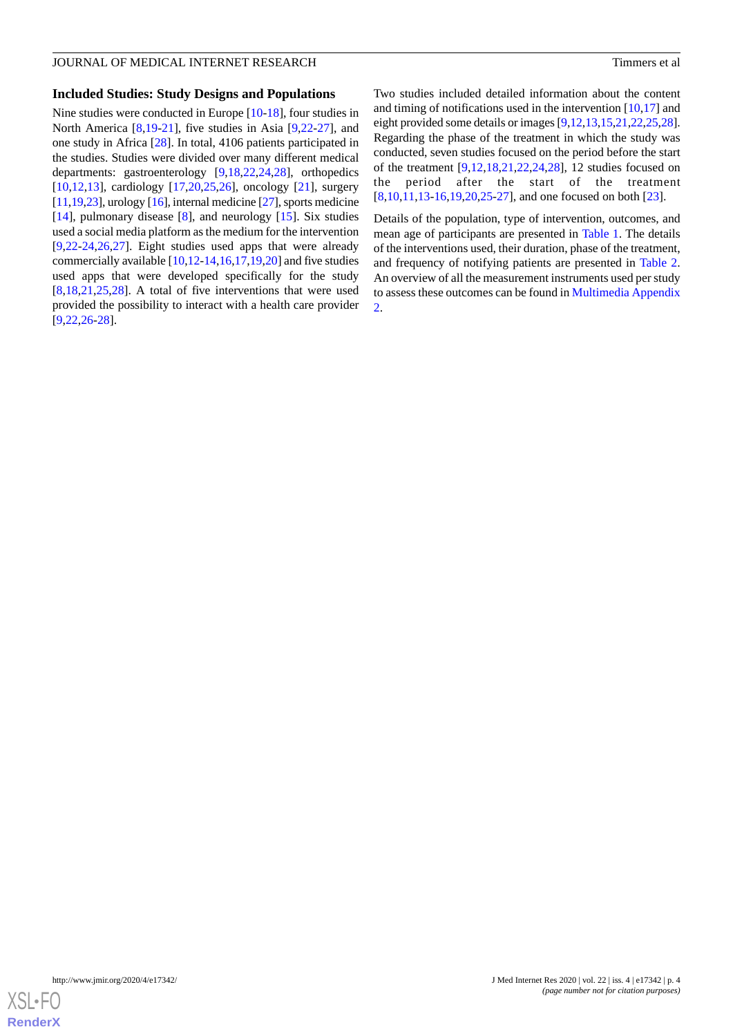### Included Studies: Study Designs and Populations

Nine studies were conducted in Europe [10-18], four studies in North America [8,19-21], five studies in Asia [9,22-27], and one study in Africa [28]. In total, 4106 patients participated in the studies. Studies were divided over many different medical departments: gastroenterology [9,18,22,24,28], orthopedics [10,12,13], cardiology [17,20,25,26], oncology [21], surgery [11,19,23], urology [16], internal medicine [27], sports medicine [14], pulmonary disease [8], and neurology [15]. Six studies used a social media platform as the medium for the intervention [9,22-24,26,27]. Eight studies used apps that were already commercially available [10,12-14,16,17,19,20] and five studies used apps that were developed specifically for the study [8,18,21,25,28]. A total of five interventions that were used provided the possibility to interact with a health care provider [9,22,26-28].

Two studies included detailed information about the content and timing of notifications used in the intervention [10,17] and eight provided some details or images [9,12,13,15,21,22,25,28]. Regarding the phase of the treatment in which the study was conducted, seven studies focused on the period before the start of the treatment [9,12,18,21,22,24,28], 12 studies focused on the period after the start of the treatment [8,10,11,13-16,19,20,25-27], and one focused on both [23].

Details of the population, type of intervention, outcomes, and mean age of participants are presented in Table 1. The details of the interventions used, their duration, phase of the treatment, and frequency of notifying patients are presented in Table 2. An overview of all the measurement instruments used per study to assess these outcomes can be found in Multimedia Appendix 2.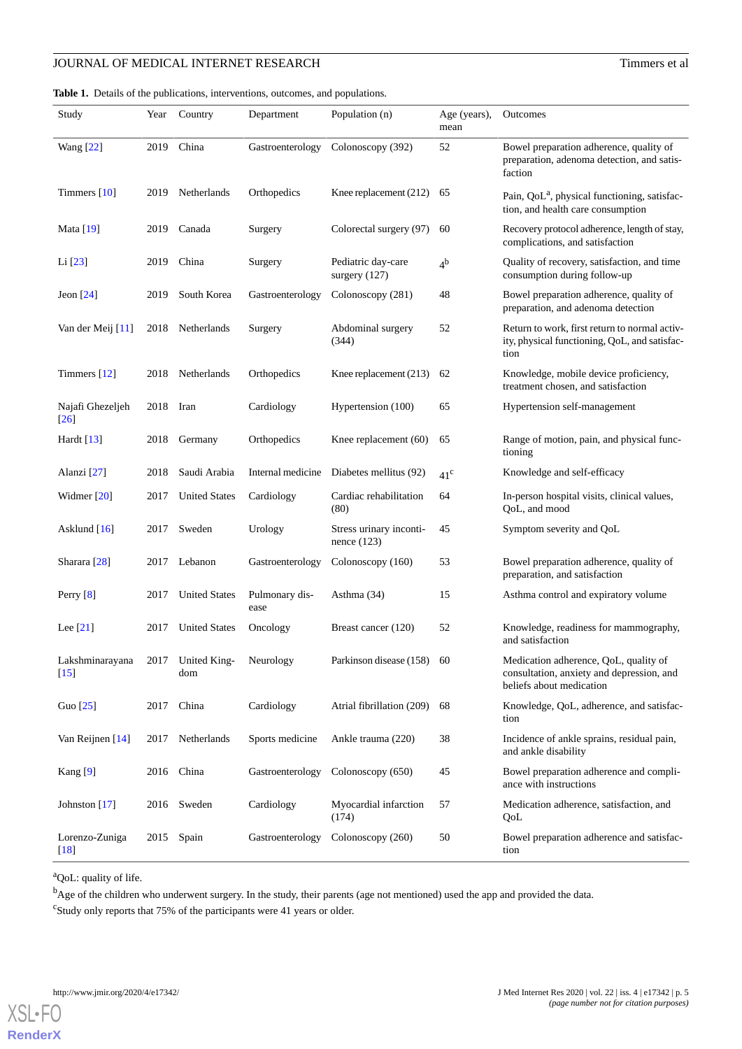**Table 1.** Details of the publications, interventions, outcomes, and populations.

| Study | Year | Country | Department | Population (n) | Age (years), mean | Outcomes |
|---|---|---|---|---|---|---|
| Wang [22] | 2019 | China | Gastroenterology | Colonoscopy (392) | 52 | Bowel preparation adherence, quality of preparation, adenoma detection, and satisfaction |
| Timmers [10] | 2019 | Netherlands | Orthopedics | Knee replacement (212) | 65 | Pain, QoL[a], physical functioning, satisfaction, and health care consumption |
| Mata [19] | 2019 | Canada | Surgery | Colorectal surgery (97) | 60 | Recovery protocol adherence, length of stay, complications, and satisfaction |
| Li [23] | 2019 | China | Surgery | Pediatric day-care surgery (127) | 4[b] | Quality of recovery, satisfaction, and time consumption during follow-up |
| Jeon [24] | 2019 | South Korea | Gastroenterology | Colonoscopy (281) | 48 | Bowel preparation adherence, quality of preparation, and adenoma detection |
| Van der Meij [11] | 2018 | Netherlands | Surgery | Abdominal surgery (344) | 52 | Return to work, first return to normal activity, physical functioning, QoL, and satisfaction |
| Timmers [12] | 2018 | Netherlands | Orthopedics | Knee replacement (213) | 62 | Knowledge, mobile device proficiency, treatment chosen, and satisfaction |
| Najafi Ghezeljeh [26] | 2018 | Iran | Cardiology | Hypertension (100) | 65 | Hypertension self-management |
| Hardt [13] | 2018 | Germany | Orthopedics | Knee replacement (60) | 65 | Range of motion, pain, and physical functioning |
| Alanzi [27] | 2018 | Saudi Arabia | Internal medicine | Diabetes mellitus (92) | 41[c] | Knowledge and self-efficacy |
| Widmer [20] | 2017 | United States | Cardiology | Cardiac rehabilitation (80) | 64 | In-person hospital visits, clinical values, QoL, and mood |
| Asklund [16] | 2017 | Sweden | Urology | Stress urinary incontinence (123) | 45 | Symptom severity and QoL |
| Sharara [28] | 2017 | Lebanon | Gastroenterology | Colonoscopy (160) | 53 | Bowel preparation adherence, quality of preparation, and satisfaction |
| Perry [8] | 2017 | United States | Pulmonary disease | Asthma (34) | 15 | Asthma control and expiratory volume |
| Lee [21] | 2017 | United States | Oncology | Breast cancer (120) | 52 | Knowledge, readiness for mammography, and satisfaction |
| Lakshminarayana [15] | 2017 | United Kingdom | Neurology | Parkinson disease (158) | 60 | Medication adherence, QoL, quality of consultation, anxiety and depression, and beliefs about medication |
| Guo [25] | 2017 | China | Cardiology | Atrial fibrillation (209) | 68 | Knowledge, QoL, adherence, and satisfaction |
| Van Reijnen [14] | 2017 | Netherlands | Sports medicine | Ankle trauma (220) | 38 | Incidence of ankle sprains, residual pain, and ankle disability |
| Kang [9] | 2016 | China | Gastroenterology | Colonoscopy (650) | 45 | Bowel preparation adherence and compliance with instructions |
| Johnston [17] | 2016 | Sweden | Cardiology | Myocardial infarction (174) | 57 | Medication adherence, satisfaction, and QoL |
| Lorenzo-Zuniga [18] | 2015 | Spain | Gastroenterology | Colonoscopy (260) | 50 | Bowel preparation adherence and satisfaction |

[a]QoL: quality of life.

[b]Age of the children who underwent surgery. In the study, their parents (age not mentioned) used the app and provided the data.

[c]Study only reports that 75% of the participants were 41 years or older.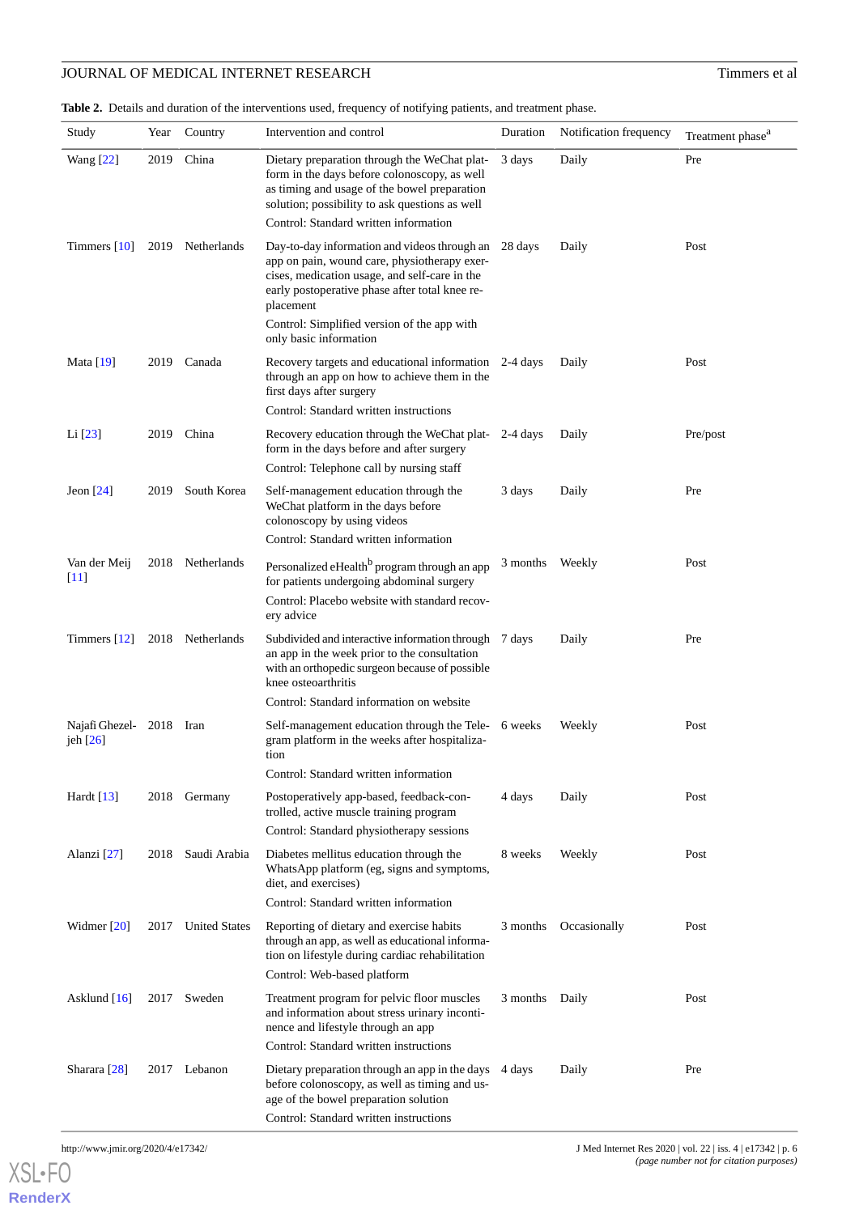**Table 2.** Details and duration of the interventions used, frequency of notifying patients, and treatment phase.

| Study | Year | Country | Intervention and control | Duration | Notification frequency | Treatment phase[a] |
|---|---|---|---|---|---|---|
| Wang [22] | 2019 | China | Dietary preparation through the WeChat platform in the days before colonoscopy, as well as timing and usage of the bowel preparation solution; possibility to ask questions as well<br>Control: Standard written information | 3 days | Daily | Pre |
| Timmers [10] | 2019 | Netherlands | Day-to-day information and videos through an app on pain, wound care, physiotherapy exercises, medication usage, and self-care in the early postoperative phase after total knee replacement<br>Control: Simplified version of the app with only basic information | 28 days | Daily | Post |
| Mata [19] | 2019 | Canada | Recovery targets and educational information through an app on how to achieve them in the first days after surgery<br>Control: Standard written instructions | 2-4 days | Daily | Post |
| Li [23] | 2019 | China | Recovery education through the WeChat platform in the days before and after surgery<br>Control: Telephone call by nursing staff | 2-4 days | Daily | Pre/post |
| Jeon [24] | 2019 | South Korea | Self-management education through the WeChat platform in the days before colonoscopy by using videos<br>Control: Standard written information | 3 days | Daily | Pre |
| Van der Meij [11] | 2018 | Netherlands | Personalized eHealth[b] program through an app for patients undergoing abdominal surgery<br>Control: Placebo website with standard recovery advice | 3 months | Weekly | Post |
| Timmers [12] | 2018 | Netherlands | Subdivided and interactive information through an app in the week prior to the consultation with an orthopedic surgeon because of possible knee osteoarthritis<br>Control: Standard information on website | 7 days | Daily | Pre |
| Najafi Ghezeljeh [26] | 2018 | Iran | Self-management education through the Telegram platform in the weeks after hospitalization<br>Control: Standard written information | 6 weeks | Weekly | Post |
| Hardt [13] | 2018 | Germany | Postoperatively app-based, feedback-controlled, active muscle training program<br>Control: Standard physiotherapy sessions | 4 days | Daily | Post |
| Alanzi [27] | 2018 | Saudi Arabia | Diabetes mellitus education through the WhatsApp platform (eg, signs and symptoms, diet, and exercises)<br>Control: Standard written information | 8 weeks | Weekly | Post |
| Widmer [20] | 2017 | United States | Reporting of dietary and exercise habits through an app, as well as educational information on lifestyle during cardiac rehabilitation<br>Control: Web-based platform | 3 months | Occasionally | Post |
| Asklund [16] | 2017 | Sweden | Treatment program for pelvic floor muscles and information about stress urinary incontinence and lifestyle through an app<br>Control: Standard written instructions | 3 months | Daily | Post |
| Sharara [28] | 2017 | Lebanon | Dietary preparation through an app in the days before colonoscopy, as well as timing and usage of the bowel preparation solution<br>Control: Standard written instructions | 4 days | Daily | Pre |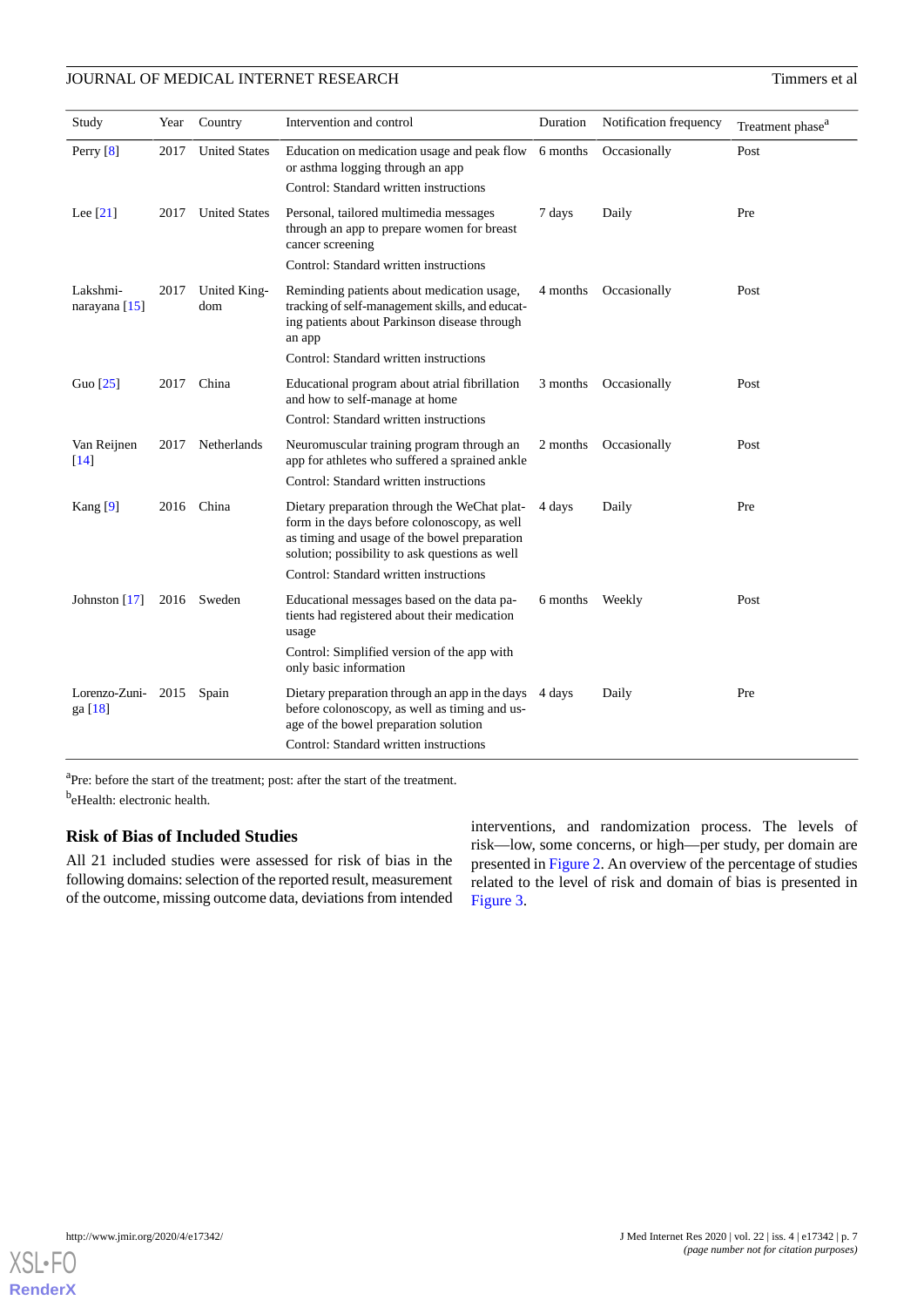| Study | Year | Country | Intervention and control | Duration | Notification frequency | Treatment phase[a] |
|---|---|---|---|---|---|---|
| Perry [8] | 2017 | United States | Education on medication usage and peak flow or asthma logging through an app<br>Control: Standard written instructions | 6 months | Occasionally | Post |
| Lee [21] | 2017 | United States | Personal, tailored multimedia messages through an app to prepare women for breast cancer screening<br>Control: Standard written instructions | 7 days | Daily | Pre |
| Lakshmi-narayana [15] | 2017 | United Kingdom | Reminding patients about medication usage, tracking of self-management skills, and educating patients about Parkinson disease through an app<br>Control: Standard written instructions | 4 months | Occasionally | Post |
| Guo [25] | 2017 | China | Educational program about atrial fibrillation and how to self-manage at home<br>Control: Standard written instructions | 3 months | Occasionally | Post |
| Van Reijnen [14] | 2017 | Netherlands | Neuromuscular training program through an app for athletes who suffered a sprained ankle<br>Control: Standard written instructions | 2 months | Occasionally | Post |
| Kang [9] | 2016 | China | Dietary preparation through the WeChat platform in the days before colonoscopy, as well as timing and usage of the bowel preparation solution; possibility to ask questions as well<br>Control: Standard written instructions | 4 days | Daily | Pre |
| Johnston [17] | 2016 | Sweden | Educational messages based on the data patients had registered about their medication usage<br>Control: Simplified version of the app with only basic information | 6 months | Weekly | Post |
| Lorenzo-Zuniga [18] | 2015 | Spain | Dietary preparation through an app in the days before colonoscopy, as well as timing and usage of the bowel preparation solution<br>Control: Standard written instructions | 4 days | Daily | Pre |

[a]Pre: before the start of the treatment; post: after the start of the treatment.

[b]eHealth: electronic health.

### Risk of Bias of Included Studies

All 21 included studies were assessed for risk of bias in the following domains: selection of the reported result, measurement of the outcome, missing outcome data, deviations from intended interventions, and randomization process. The levels of risk—low, some concerns, or high—per study, per domain are presented in Figure 2. An overview of the percentage of studies related to the level of risk and domain of bias is presented in Figure 3.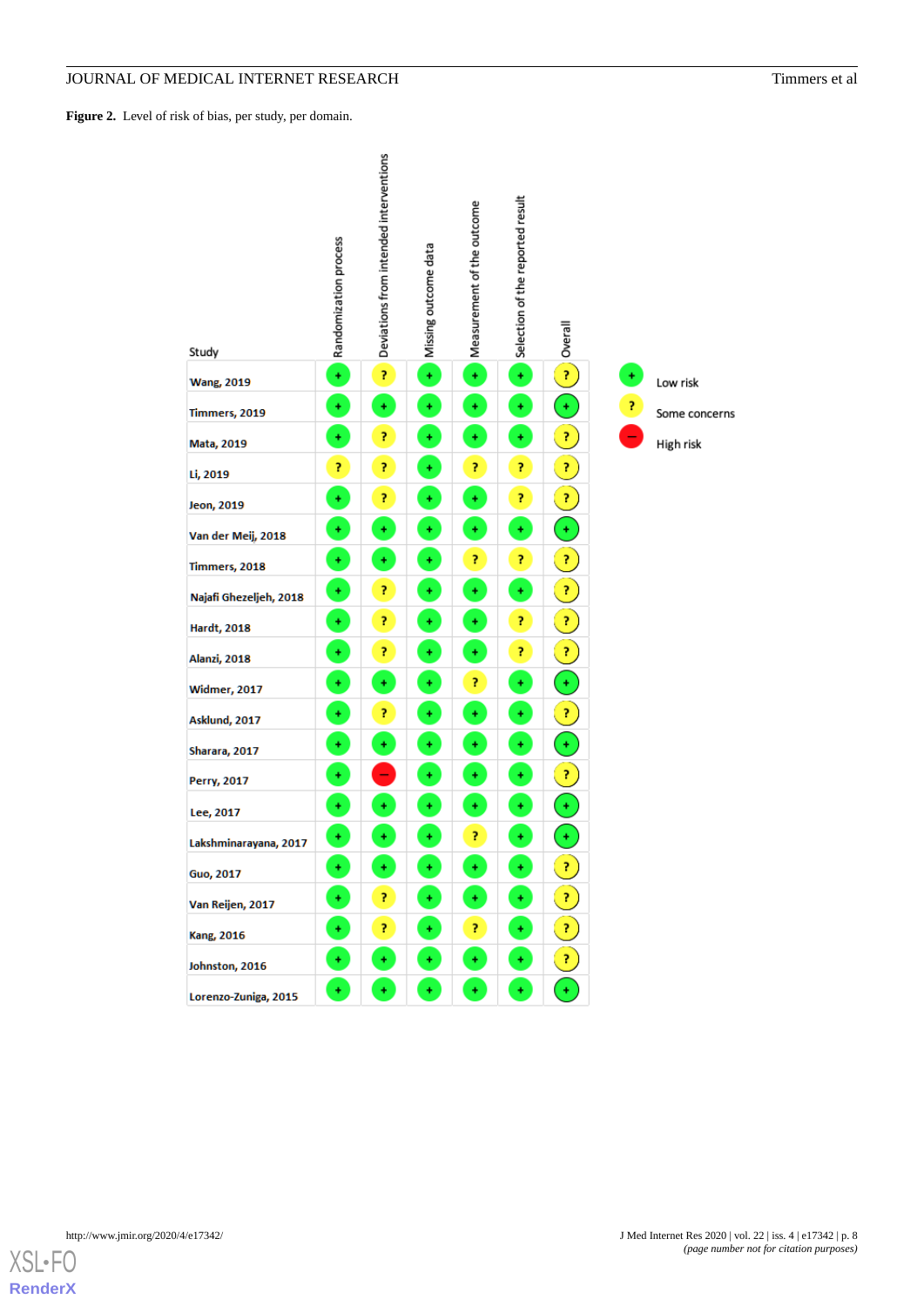**Figure 2.** Level of risk of bias, per study, per domain.

| Study | Randomization process | Deviations from intended interventions | Missing outcome data | Measurement of the outcome | Selection of the reported result | Overall |
|---|---|---|---|---|---|---|
| Wang, 2019 | + | ? | + | + | + | ? |
| Timmers, 2019 | + | + | + | + | + | + |
| Mata, 2019 | + | ? | + | + | + | ? |
| Li, 2019 | ? | ? | + | ? | ? | ? |
| Jeon, 2019 | + | ? | + | + | ? | ? |
| Van der Meij, 2018 | + | + | + | + | + | + |
| Timmers, 2018 | + | + | + | ? | ? | ? |
| Najafi Ghezeljeh, 2018 | + | ? | + | + | + | ? |
| Hardt, 2018 | + | ? | + | + | ? | ? |
| Alanzi, 2018 | + | ? | + | + | ? | ? |
| Widmer, 2017 | + | + | + | ? | + | + |
| Asklund, 2017 | + | ? | + | + | + | ? |
| Sharara, 2017 | + | + | + | + | + | + |
| Perry, 2017 | + | − | + | + | + | ? |
| Lee, 2017 | + | + | + | + | + | + |
| Lakshminarayana, 2017 | + | + | + | ? | + | + |
| Guo, 2017 | + | + | + | + | + | ? |
| Van Reijen, 2017 | + | ? | + | + | + | ? |
| Kang, 2016 | + | ? | + | ? | + | ? |
| Johnston, 2016 | + | + | + | + | + | ? |
| Lorenzo-Zuniga, 2015 | + | + | + | + | + | + |

+ Low risk

? Some concerns

− High risk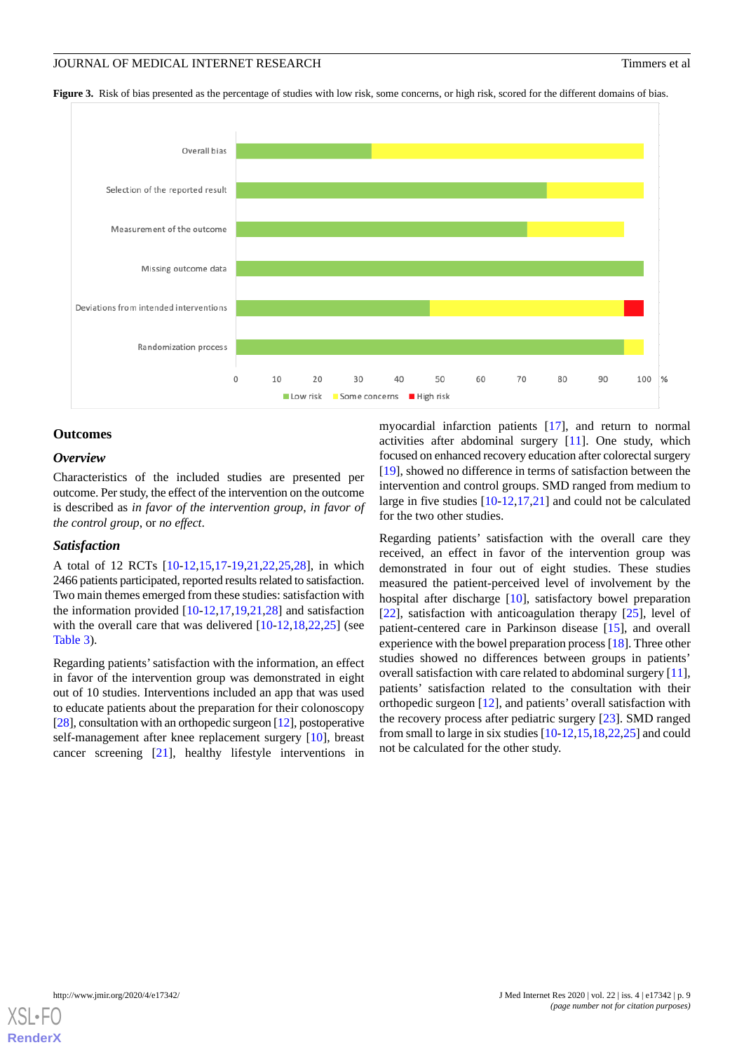**Figure 3.** Risk of bias presented as the percentage of studies with low risk, some concerns, or high risk, scored for the different domains of bias.

## Outcomes

### Overview

Characteristics of the included studies are presented per outcome. Per study, the effect of the intervention on the outcome is described as *in favor of the intervention group*, *in favor of the control group*, or *no effect*.

### Satisfaction

A total of 12 RCTs [10-12,15,17-19,21,22,25,28], in which 2466 patients participated, reported results related to satisfaction. Two main themes emerged from these studies: satisfaction with the information provided [10-12,17,19,21,28] and satisfaction with the overall care that was delivered [10-12,18,22,25] (see Table 3).

Regarding patients' satisfaction with the information, an effect in favor of the intervention group was demonstrated in eight out of 10 studies. Interventions included an app that was used to educate patients about the preparation for their colonoscopy [28], consultation with an orthopedic surgeon [12], postoperative self-management after knee replacement surgery [10], breast cancer screening [21], healthy lifestyle interventions in myocardial infarction patients [17], and return to normal activities after abdominal surgery [11]. One study, which focused on enhanced recovery education after colorectal surgery [19], showed no difference in terms of satisfaction between the intervention and control groups. SMD ranged from medium to large in five studies [10-12,17,21] and could not be calculated for the two other studies.

Regarding patients' satisfaction with the overall care they received, an effect in favor of the intervention group was demonstrated in four out of eight studies. These studies measured the patient-perceived level of involvement by the hospital after discharge [10], satisfactory bowel preparation [22], satisfaction with anticoagulation therapy [25], level of patient-centered care in Parkinson disease [15], and overall experience with the bowel preparation process [18]. Three other studies showed no differences between groups in patients' overall satisfaction with care related to abdominal surgery [11], patients' satisfaction related to the consultation with their orthopedic surgeon [12], and patients' overall satisfaction with the recovery process after pediatric surgery [23]. SMD ranged from small to large in six studies [10-12,15,18,22,25] and could not be calculated for the other study.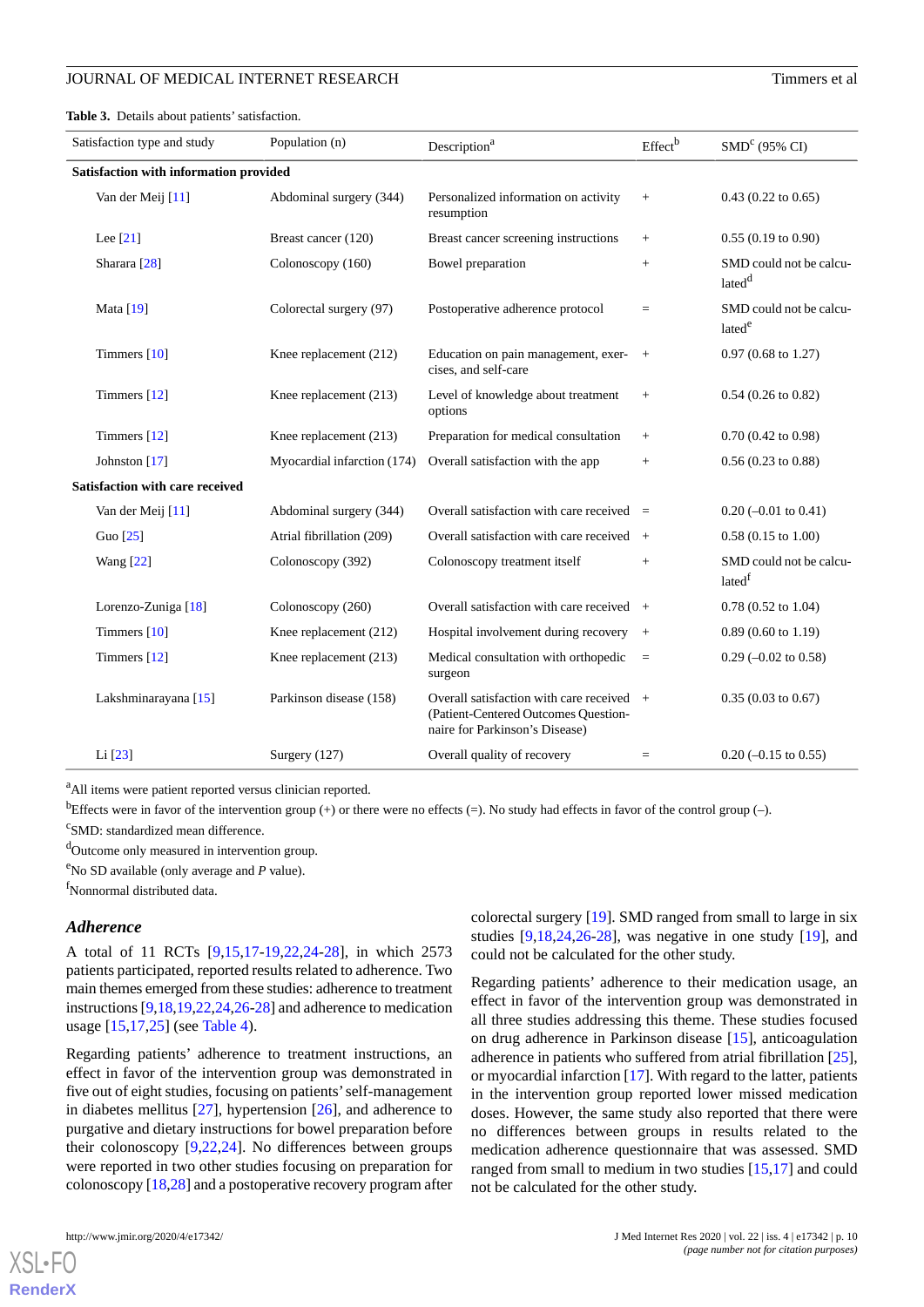**Table 3.** Details about patients' satisfaction.

| Satisfaction type and study | Population (n) | Description[a] | Effect[b] | SMD[c] (95% CI) |
|---|---|---|---|---|
| **Satisfaction with information provided** | | | | |
| Van der Meij [11] | Abdominal surgery (344) | Personalized information on activity resumption | + | 0.43 (0.22 to 0.65) |
| Lee [21] | Breast cancer (120) | Breast cancer screening instructions | + | 0.55 (0.19 to 0.90) |
| Sharara [28] | Colonoscopy (160) | Bowel preparation | + | SMD could not be calculated[d] |
| Mata [19] | Colorectal surgery (97) | Postoperative adherence protocol | = | SMD could not be calculated[e] |
| Timmers [10] | Knee replacement (212) | Education on pain management, exercises, and self-care | + | 0.97 (0.68 to 1.27) |
| Timmers [12] | Knee replacement (213) | Level of knowledge about treatment options | + | 0.54 (0.26 to 0.82) |
| Timmers [12] | Knee replacement (213) | Preparation for medical consultation | + | 0.70 (0.42 to 0.98) |
| Johnston [17] | Myocardial infarction (174) | Overall satisfaction with the app | + | 0.56 (0.23 to 0.88) |
| **Satisfaction with care received** | | | | |
| Van der Meij [11] | Abdominal surgery (344) | Overall satisfaction with care received | = | 0.20 (–0.01 to 0.41) |
| Guo [25] | Atrial fibrillation (209) | Overall satisfaction with care received | + | 0.58 (0.15 to 1.00) |
| Wang [22] | Colonoscopy (392) | Colonoscopy treatment itself | + | SMD could not be calculated[f] |
| Lorenzo-Zuniga [18] | Colonoscopy (260) | Overall satisfaction with care received | + | 0.78 (0.52 to 1.04) |
| Timmers [10] | Knee replacement (212) | Hospital involvement during recovery | + | 0.89 (0.60 to 1.19) |
| Timmers [12] | Knee replacement (213) | Medical consultation with orthopedic surgeon | = | 0.29 (–0.02 to 0.58) |
| Lakshminarayana [15] | Parkinson disease (158) | Overall satisfaction with care received (Patient-Centered Outcomes Questionnaire for Parkinson's Disease) | + | 0.35 (0.03 to 0.67) |
| Li [23] | Surgery (127) | Overall quality of recovery | = | 0.20 (–0.15 to 0.55) |

[a]All items were patient reported versus clinician reported.

[b]Effects were in favor of the intervention group (+) or there were no effects (=). No study had effects in favor of the control group (–).

[c]SMD: standardized mean difference.

[d]Outcome only measured in intervention group.

[e]No SD available (only average and *P* value).

[f]Nonnormal distributed data.

### *Adherence*

A total of 11 RCTs [9,15,17-19,22,24-28], in which 2573 patients participated, reported results related to adherence. Two main themes emerged from these studies: adherence to treatment instructions [9,18,19,22,24,26-28] and adherence to medication usage [15,17,25] (see Table 4).

Regarding patients' adherence to treatment instructions, an effect in favor of the intervention group was demonstrated in five out of eight studies, focusing on patients' self-management in diabetes mellitus [27], hypertension [26], and adherence to purgative and dietary instructions for bowel preparation before their colonoscopy [9,22,24]. No differences between groups were reported in two other studies focusing on preparation for colonoscopy [18,28] and a postoperative recovery program after colorectal surgery [19]. SMD ranged from small to large in six studies [9,18,24,26-28], was negative in one study [19], and could not be calculated for the other study.

Regarding patients' adherence to their medication usage, an effect in favor of the intervention group was demonstrated in all three studies addressing this theme. These studies focused on drug adherence in Parkinson disease [15], anticoagulation adherence in patients who suffered from atrial fibrillation [25], or myocardial infarction [17]. With regard to the latter, patients in the intervention group reported lower missed medication doses. However, the same study also reported that there were no differences between groups in results related to the medication adherence questionnaire that was assessed. SMD ranged from small to medium in two studies [15,17] and could not be calculated for the other study.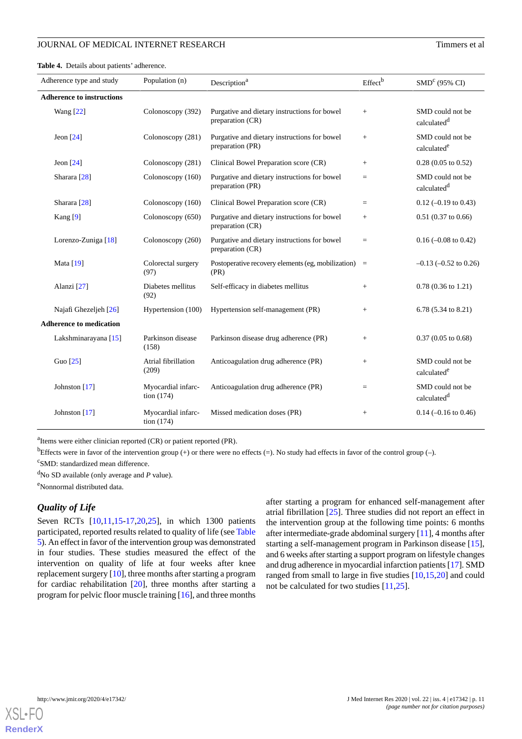**Table 4.** Details about patients' adherence.

| Adherence type and study | Population (n) | Description[a] | Effect[b] | SMD[c] (95% CI) |
|---|---|---|---|---|
| **Adherence to instructions** | | | | |
| Wang [22] | Colonoscopy (392) | Purgative and dietary instructions for bowel preparation (CR) | + | SMD could not be calculated[d] |
| Jeon [24] | Colonoscopy (281) | Purgative and dietary instructions for bowel preparation (PR) | + | SMD could not be calculated[e] |
| Jeon [24] | Colonoscopy (281) | Clinical Bowel Preparation score (CR) | + | 0.28 (0.05 to 0.52) |
| Sharara [28] | Colonoscopy (160) | Purgative and dietary instructions for bowel preparation (PR) | = | SMD could not be calculated[d] |
| Sharara [28] | Colonoscopy (160) | Clinical Bowel Preparation score (CR) | = | 0.12 (–0.19 to 0.43) |
| Kang [9] | Colonoscopy (650) | Purgative and dietary instructions for bowel preparation (CR) | + | 0.51 (0.37 to 0.66) |
| Lorenzo-Zuniga [18] | Colonoscopy (260) | Purgative and dietary instructions for bowel preparation (CR) | = | 0.16 (–0.08 to 0.42) |
| Mata [19] | Colorectal surgery (97) | Postoperative recovery elements (eg, mobilization) (PR) | = | –0.13 (–0.52 to 0.26) |
| Alanzi [27] | Diabetes mellitus (92) | Self-efficacy in diabetes mellitus | + | 0.78 (0.36 to 1.21) |
| Najafi Ghezeljeh [26] | Hypertension (100) | Hypertension self-management (PR) | + | 6.78 (5.34 to 8.21) |
| **Adherence to medication** | | | | |
| Lakshminarayana [15] | Parkinson disease (158) | Parkinson disease drug adherence (PR) | + | 0.37 (0.05 to 0.68) |
| Guo [25] | Atrial fibrillation (209) | Anticoagulation drug adherence (PR) | + | SMD could not be calculated[e] |
| Johnston [17] | Myocardial infarction (174) | Anticoagulation drug adherence (PR) | = | SMD could not be calculated[d] |
| Johnston [17] | Myocardial infarction (174) | Missed medication doses (PR) | + | 0.14 (–0.16 to 0.46) |

[a]Items were either clinician reported (CR) or patient reported (PR).

[b]Effects were in favor of the intervention group (+) or there were no effects (=). No study had effects in favor of the control group (–).

[c]SMD: standardized mean difference.

[d]No SD available (only average and *P* value).

[e]Nonnormal distributed data.

### *Quality of Life*

Seven RCTs [10,11,15-17,20,25], in which 1300 patients participated, reported results related to quality of life (see Table 5). An effect in favor of the intervention group was demonstrated in four studies. These studies measured the effect of the intervention on quality of life at four weeks after knee replacement surgery [10], three months after starting a program for cardiac rehabilitation [20], three months after starting a program for pelvic floor muscle training [16], and three months after starting a program for enhanced self-management after atrial fibrillation [25]. Three studies did not report an effect in the intervention group at the following time points: 6 months after intermediate-grade abdominal surgery [11], 4 months after starting a self-management program in Parkinson disease [15], and 6 weeks after starting a support program on lifestyle changes and drug adherence in myocardial infarction patients [17]. SMD ranged from small to large in five studies [10,15,20] and could not be calculated for two studies [11,25].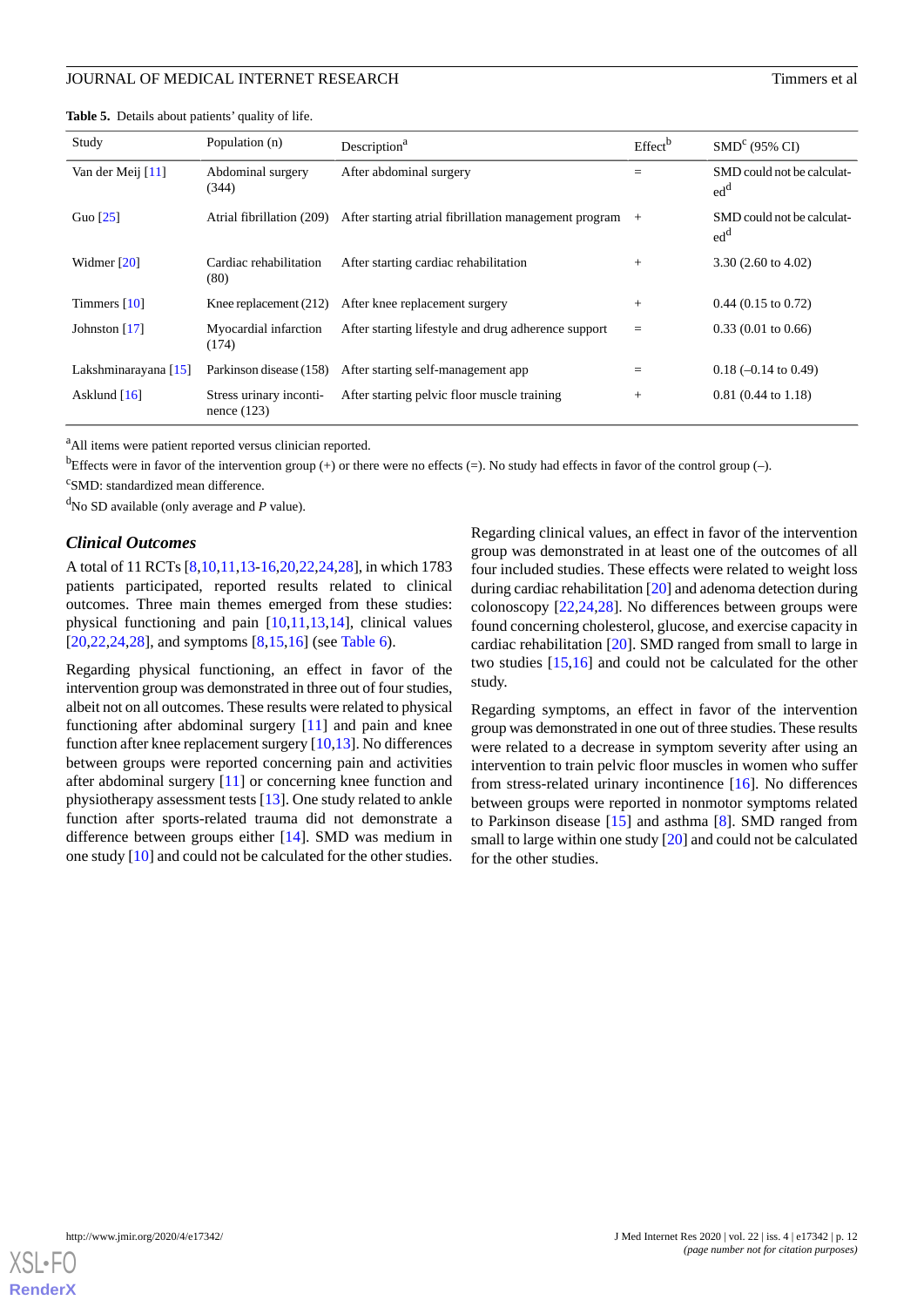**Table 5.** Details about patients' quality of life.

| Study | Population (n) | Description[a] | Effect[b] | SMD[c] (95% CI) |
|---|---|---|---|---|
| Van der Meij [11] | Abdominal surgery (344) | After abdominal surgery | = | SMD could not be calculated[d] |
| Guo [25] | Atrial fibrillation (209) | After starting atrial fibrillation management program | + | SMD could not be calculated[d] |
| Widmer [20] | Cardiac rehabilitation (80) | After starting cardiac rehabilitation | + | 3.30 (2.60 to 4.02) |
| Timmers [10] | Knee replacement (212) | After knee replacement surgery | + | 0.44 (0.15 to 0.72) |
| Johnston [17] | Myocardial infarction (174) | After starting lifestyle and drug adherence support | = | 0.33 (0.01 to 0.66) |
| Lakshminarayana [15] | Parkinson disease (158) | After starting self-management app | = | 0.18 (–0.14 to 0.49) |
| Asklund [16] | Stress urinary incontinence (123) | After starting pelvic floor muscle training | + | 0.81 (0.44 to 1.18) |

[a]All items were patient reported versus clinician reported.

[b]Effects were in favor of the intervention group (+) or there were no effects (=). No study had effects in favor of the control group (–).

[c]SMD: standardized mean difference.

[d]No SD available (only average and *P* value).

### Clinical Outcomes

A total of 11 RCTs [8,10,11,13-16,20,22,24,28], in which 1783 patients participated, reported results related to clinical outcomes. Three main themes emerged from these studies: physical functioning and pain [10,11,13,14], clinical values [20,22,24,28], and symptoms [8,15,16] (see Table 6).

Regarding physical functioning, an effect in favor of the intervention group was demonstrated in three out of four studies, albeit not on all outcomes. These results were related to physical functioning after abdominal surgery [11] and pain and knee function after knee replacement surgery [10,13]. No differences between groups were reported concerning pain and activities after abdominal surgery [11] or concerning knee function and physiotherapy assessment tests [13]. One study related to ankle function after sports-related trauma did not demonstrate a difference between groups either [14]. SMD was medium in one study [10] and could not be calculated for the other studies.

Regarding clinical values, an effect in favor of the intervention group was demonstrated in at least one of the outcomes of all four included studies. These effects were related to weight loss during cardiac rehabilitation [20] and adenoma detection during colonoscopy [22,24,28]. No differences between groups were found concerning cholesterol, glucose, and exercise capacity in cardiac rehabilitation [20]. SMD ranged from small to large in two studies [15,16] and could not be calculated for the other study.

Regarding symptoms, an effect in favor of the intervention group was demonstrated in one out of three studies. These results were related to a decrease in symptom severity after using an intervention to train pelvic floor muscles in women who suffer from stress-related urinary incontinence [16]. No differences between groups were reported in nonmotor symptoms related to Parkinson disease [15] and asthma [8]. SMD ranged from small to large within one study [20] and could not be calculated for the other studies.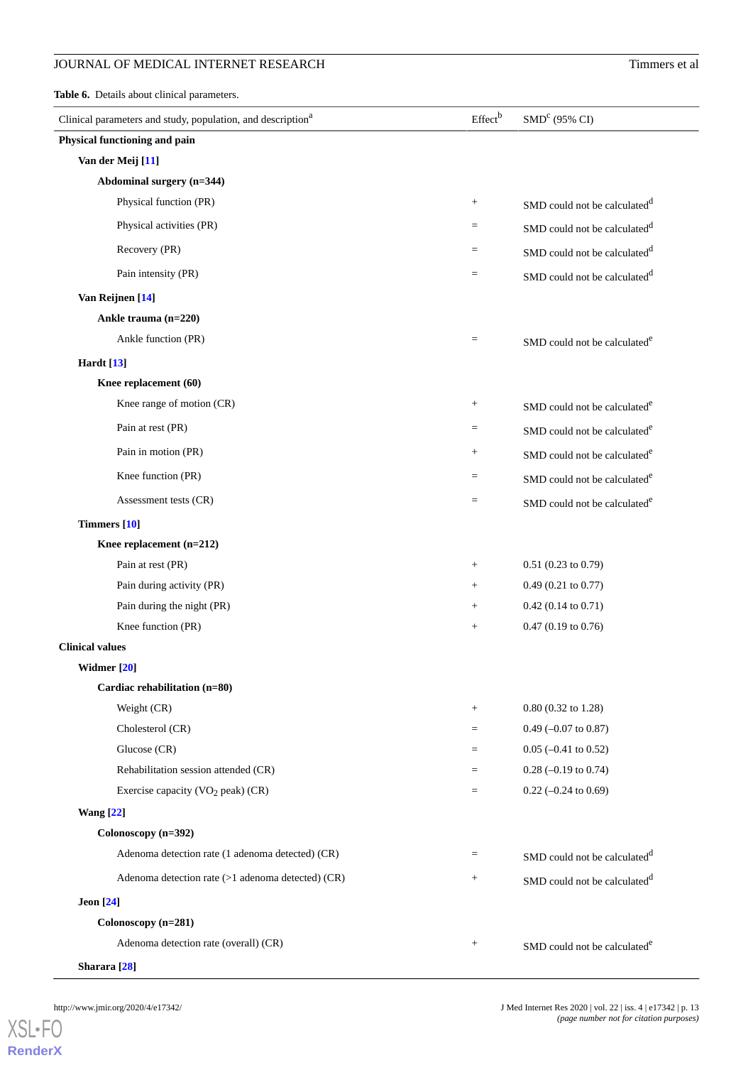**Table 6.** Details about clinical parameters.

| Clinical parameters and study, population, and description[a] | Effect[b] | SMD[c] (95% CI) |
|---|---|---|
| **Physical functioning and pain** | | |
| **Van der Meij [11]** | | |
| **Abdominal surgery (n=344)** | | |
| Physical function (PR) | + | SMD could not be calculated[d] |
| Physical activities (PR) | = | SMD could not be calculated[d] |
| Recovery (PR) | = | SMD could not be calculated[d] |
| Pain intensity (PR) | = | SMD could not be calculated[d] |
| **Van Reijnen [14]** | | |
| **Ankle trauma (n=220)** | | |
| Ankle function (PR) | = | SMD could not be calculated[e] |
| **Hardt [13]** | | |
| **Knee replacement (60)** | | |
| Knee range of motion (CR) | + | SMD could not be calculated[e] |
| Pain at rest (PR) | = | SMD could not be calculated[e] |
| Pain in motion (PR) | + | SMD could not be calculated[e] |
| Knee function (PR) | = | SMD could not be calculated[e] |
| Assessment tests (CR) | = | SMD could not be calculated[e] |
| **Timmers [10]** | | |
| **Knee replacement (n=212)** | | |
| Pain at rest (PR) | + | 0.51 (0.23 to 0.79) |
| Pain during activity (PR) | + | 0.49 (0.21 to 0.77) |
| Pain during the night (PR) | + | 0.42 (0.14 to 0.71) |
| Knee function (PR) | + | 0.47 (0.19 to 0.76) |
| **Clinical values** | | |
| **Widmer [20]** | | |
| **Cardiac rehabilitation (n=80)** | | |
| Weight (CR) | + | 0.80 (0.32 to 1.28) |
| Cholesterol (CR) | = | 0.49 (–0.07 to 0.87) |
| Glucose (CR) | = | 0.05 (–0.41 to 0.52) |
| Rehabilitation session attended (CR) | = | 0.28 (–0.19 to 0.74) |
| Exercise capacity ($VO_2$ peak) (CR) | = | 0.22 (–0.24 to 0.69) |
| **Wang [22]** | | |
| **Colonoscopy (n=392)** | | |
| Adenoma detection rate (1 adenoma detected) (CR) | = | SMD could not be calculated[d] |
| Adenoma detection rate (>1 adenoma detected) (CR) | + | SMD could not be calculated[d] |
| **Jeon [24]** | | |
| **Colonoscopy (n=281)** | | |
| Adenoma detection rate (overall) (CR) | + | SMD could not be calculated[e] |
| **Sharara [28]** | | |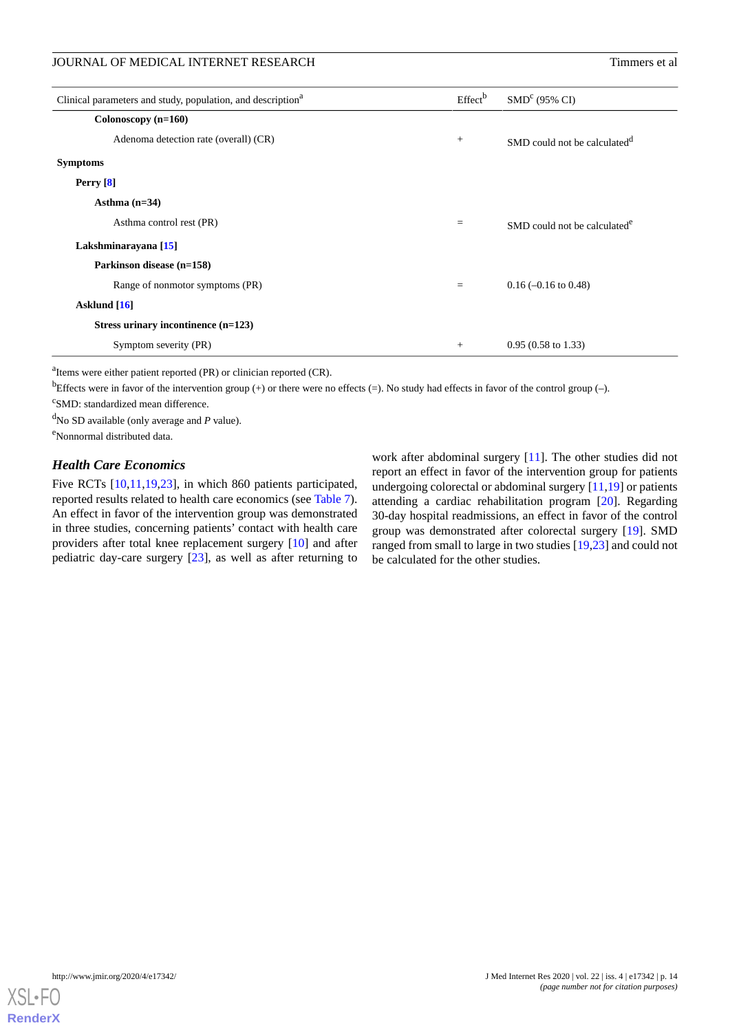| Clinical parameters and study, population, and description[a] | Effect[b] | SMD[c] (95% CI) |
|---|---|---|
| **Colonoscopy (n=160)** | | |
| Adenoma detection rate (overall) (CR) | + | SMD could not be calculated[d] |
| **Symptoms** | | |
| **Perry [8]** | | |
| **Asthma (n=34)** | | |
| Asthma control rest (PR) | = | SMD could not be calculated[e] |
| **Lakshminarayana [15]** | | |
| **Parkinson disease (n=158)** | | |
| Range of nonmotor symptoms (PR) | = | 0.16 (–0.16 to 0.48) |
| **Asklund [16]** | | |
| **Stress urinary incontinence (n=123)** | | |
| Symptom severity (PR) | + | 0.95 (0.58 to 1.33) |

[a]Items were either patient reported (PR) or clinician reported (CR).

[b]Effects were in favor of the intervention group (+) or there were no effects (=). No study had effects in favor of the control group (–).

[c]SMD: standardized mean difference.

[d]No SD available (only average and *P* value).

[e]Nonnormal distributed data.

### *Health Care Economics*

Five RCTs [10,11,19,23], in which 860 patients participated, reported results related to health care economics (see Table 7). An effect in favor of the intervention group was demonstrated in three studies, concerning patients' contact with health care providers after total knee replacement surgery [10] and after pediatric day-care surgery [23], as well as after returning to work after abdominal surgery [11]. The other studies did not report an effect in favor of the intervention group for patients undergoing colorectal or abdominal surgery [11,19] or patients attending a cardiac rehabilitation program [20]. Regarding 30-day hospital readmissions, an effect in favor of the control group was demonstrated after colorectal surgery [19]. SMD ranged from small to large in two studies [19,23] and could not be calculated for the other studies.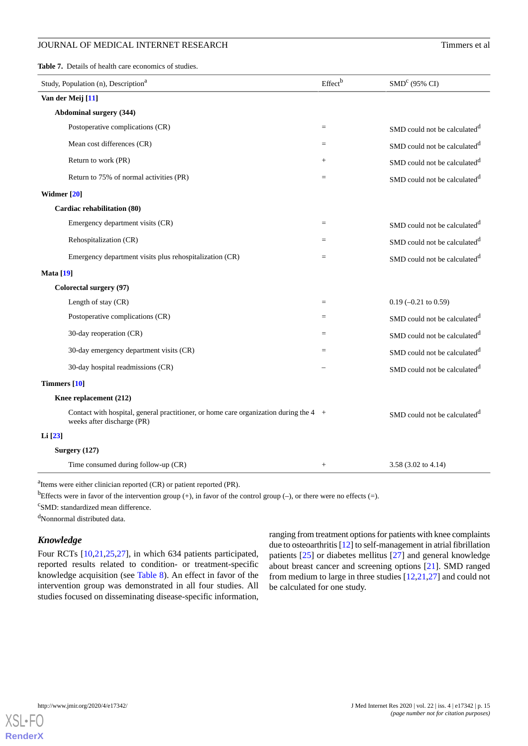**Table 7.** Details of health care economics of studies.

| Study, Population (n), Description[a] | Effect[b] | SMD[c] (95% CI) |
|---|---|---|
| **Van der Meij [11]** | | |
| **Abdominal surgery (344)** | | |
| Postoperative complications (CR) | = | SMD could not be calculated[d] |
| Mean cost differences (CR) | = | SMD could not be calculated[d] |
| Return to work (PR) | + | SMD could not be calculated[d] |
| Return to 75% of normal activities (PR) | = | SMD could not be calculated[d] |
| **Widmer [20]** | | |
| **Cardiac rehabilitation (80)** | | |
| Emergency department visits (CR) | = | SMD could not be calculated[d] |
| Rehospitalization (CR) | = | SMD could not be calculated[d] |
| Emergency department visits plus rehospitalization (CR) | = | SMD could not be calculated[d] |
| **Mata [19]** | | |
| **Colorectal surgery (97)** | | |
| Length of stay (CR) | = | 0.19 (–0.21 to 0.59) |
| Postoperative complications (CR) | = | SMD could not be calculated[d] |
| 30-day reoperation (CR) | = | SMD could not be calculated[d] |
| 30-day emergency department visits (CR) | = | SMD could not be calculated[d] |
| 30-day hospital readmissions (CR) | – | SMD could not be calculated[d] |
| **Timmers [10]** | | |
| **Knee replacement (212)** | | |
| Contact with hospital, general practitioner, or home care organization during the 4 weeks after discharge (PR) | + | SMD could not be calculated[d] |
| **Li [23]** | | |
| **Surgery (127)** | | |
| Time consumed during follow-up (CR) | + | 3.58 (3.02 to 4.14) |

[a]Items were either clinician reported (CR) or patient reported (PR).

[b]Effects were in favor of the intervention group (+), in favor of the control group (–), or there were no effects (=).

[c]SMD: standardized mean difference.

[d]Nonnormal distributed data.

### *Knowledge*

Four RCTs [10,21,25,27], in which 634 patients participated, reported results related to condition- or treatment-specific knowledge acquisition (see Table 8). An effect in favor of the intervention group was demonstrated in all four studies. All studies focused on disseminating disease-specific information, ranging from treatment options for patients with knee complaints due to osteoarthritis [12] to self-management in atrial fibrillation patients [25] or diabetes mellitus [27] and general knowledge about breast cancer and screening options [21]. SMD ranged from medium to large in three studies [12,21,27] and could not be calculated for one study.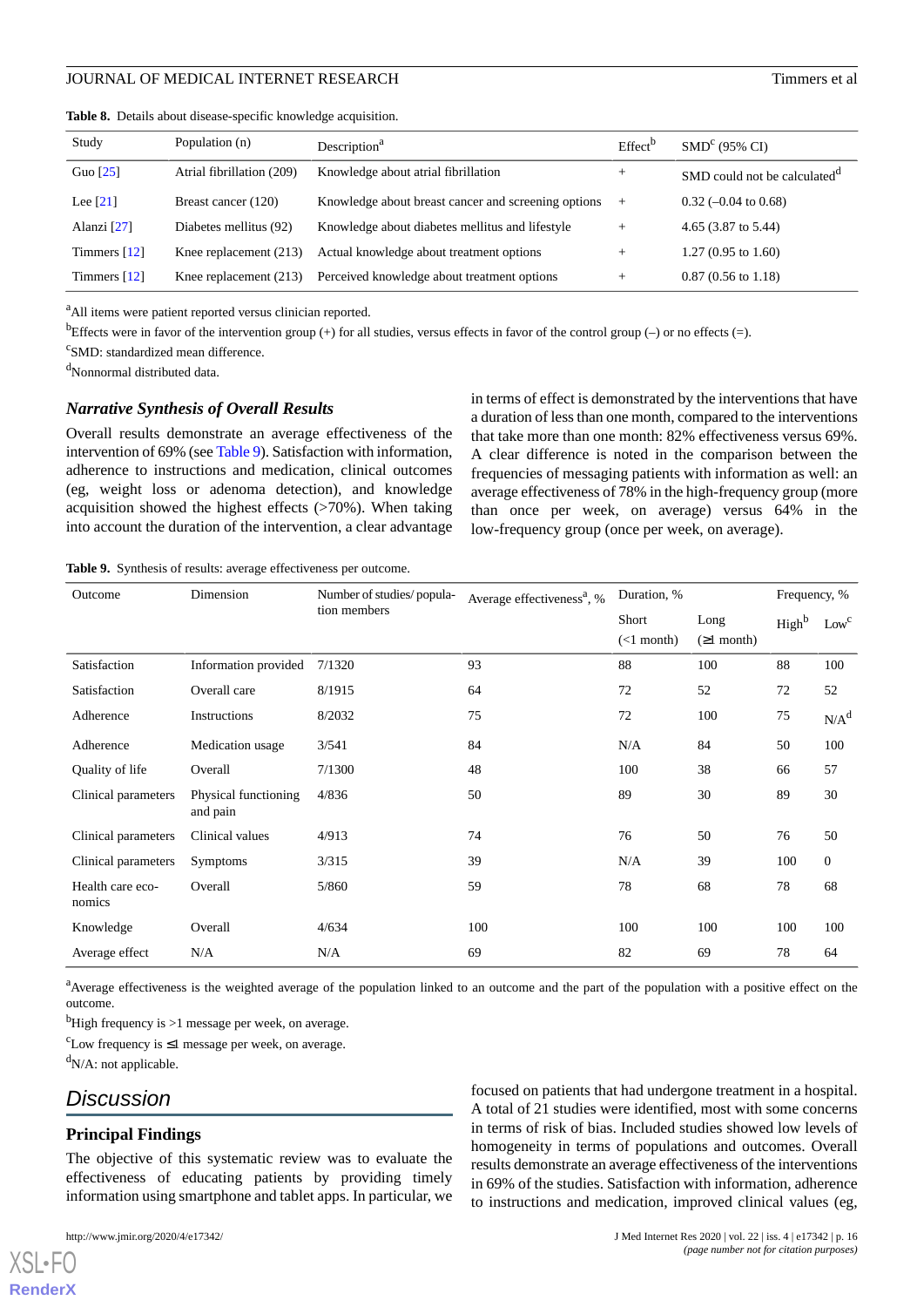**Table 8.** Details about disease-specific knowledge acquisition.

| Study | Population (n) | Description[a] | Effect[b] | SMD[c] (95% CI) |
|---|---|---|---|---|
| Guo [25] | Atrial fibrillation (209) | Knowledge about atrial fibrillation | + | SMD could not be calculated[d] |
| Lee [21] | Breast cancer (120) | Knowledge about breast cancer and screening options | + | 0.32 (–0.04 to 0.68) |
| Alanzi [27] | Diabetes mellitus (92) | Knowledge about diabetes mellitus and lifestyle | + | 4.65 (3.87 to 5.44) |
| Timmers [12] | Knee replacement (213) | Actual knowledge about treatment options | + | 1.27 (0.95 to 1.60) |
| Timmers [12] | Knee replacement (213) | Perceived knowledge about treatment options | + | 0.87 (0.56 to 1.18) |

[a]All items were patient reported versus clinician reported.

[b]Effects were in favor of the intervention group (+) for all studies, versus effects in favor of the control group (–) or no effects (=).

[c]SMD: standardized mean difference.

[d]Nonnormal distributed data.

### *Narrative Synthesis of Overall Results*

Overall results demonstrate an average effectiveness of the intervention of 69% (see Table 9). Satisfaction with information, adherence to instructions and medication, clinical outcomes (eg, weight loss or adenoma detection), and knowledge acquisition showed the highest effects (>70%). When taking into account the duration of the intervention, a clear advantage in terms of effect is demonstrated by the interventions that have a duration of less than one month, compared to the interventions that take more than one month: 82% effectiveness versus 69%. A clear difference is noted in the comparison between the frequencies of messaging patients with information as well: an average effectiveness of 78% in the high-frequency group (more than once per week, on average) versus 64% in the low-frequency group (once per week, on average).

**Table 9.** Synthesis of results: average effectiveness per outcome.

| Outcome | Dimension | Number of studies/ population members | Average effectiveness[a], % | Duration, % | | Frequency, % | |
|---|---|---|---|---|---|---|---|
| | | | | Short (<1 month) | Long (≥1 month) | High[b] | Low[c] |
| Satisfaction | Information provided | 7/1320 | 93 | 88 | 100 | 88 | 100 |
| Satisfaction | Overall care | 8/1915 | 64 | 72 | 52 | 72 | 52 |
| Adherence | Instructions | 8/2032 | 75 | 72 | 100 | 75 | N/A[d] |
| Adherence | Medication usage | 3/541 | 84 | N/A | 84 | 50 | 100 |
| Quality of life | Overall | 7/1300 | 48 | 100 | 38 | 66 | 57 |
| Clinical parameters | Physical functioning and pain | 4/836 | 50 | 89 | 30 | 89 | 30 |
| Clinical parameters | Clinical values | 4/913 | 74 | 76 | 50 | 76 | 50 |
| Clinical parameters | Symptoms | 3/315 | 39 | N/A | 39 | 100 | 0 |
| Health care economics | Overall | 5/860 | 59 | 78 | 68 | 78 | 68 |
| Knowledge | Overall | 4/634 | 100 | 100 | 100 | 100 | 100 |
| Average effect | N/A | N/A | 69 | 82 | 69 | 78 | 64 |

[a]Average effectiveness is the weighted average of the population linked to an outcome and the part of the population with a positive effect on the outcome.

[b]High frequency is >1 message per week, on average.

[c]Low frequency is ≤1 message per week, on average.

[d]N/A: not applicable.

## Discussion

### Principal Findings

The objective of this systematic review was to evaluate the effectiveness of educating patients by providing timely information using smartphone and tablet apps. In particular, we focused on patients that had undergone treatment in a hospital. A total of 21 studies were identified, most with some concerns in terms of risk of bias. Included studies showed low levels of homogeneity in terms of populations and outcomes. Overall results demonstrate an average effectiveness of the interventions in 69% of the studies. Satisfaction with information, adherence to instructions and medication, improved clinical values (eg,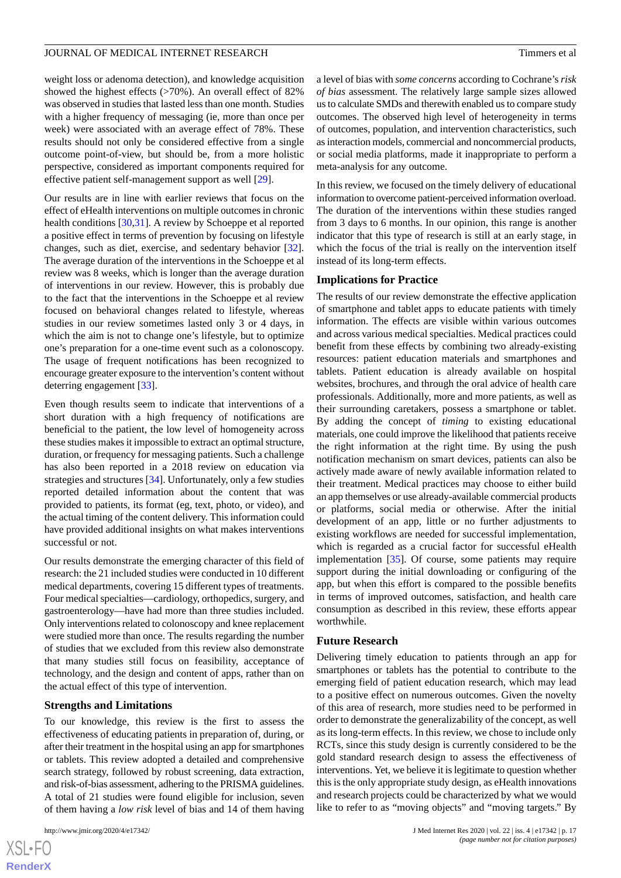weight loss or adenoma detection), and knowledge acquisition showed the highest effects (>70%). An overall effect of 82% was observed in studies that lasted less than one month. Studies with a higher frequency of messaging (ie, more than once per week) were associated with an average effect of 78%. These results should not only be considered effective from a single outcome point-of-view, but should be, from a more holistic perspective, considered as important components required for effective patient self-management support as well [29].

Our results are in line with earlier reviews that focus on the effect of eHealth interventions on multiple outcomes in chronic health conditions [30,31]. A review by Schoeppe et al reported a positive effect in terms of prevention by focusing on lifestyle changes, such as diet, exercise, and sedentary behavior [32]. The average duration of the interventions in the Schoeppe et al review was 8 weeks, which is longer than the average duration of interventions in our review. However, this is probably due to the fact that the interventions in the Schoeppe et al review focused on behavioral changes related to lifestyle, whereas studies in our review sometimes lasted only 3 or 4 days, in which the aim is not to change one's lifestyle, but to optimize one's preparation for a one-time event such as a colonoscopy. The usage of frequent notifications has been recognized to encourage greater exposure to the intervention's content without deterring engagement [33].

Even though results seem to indicate that interventions of a short duration with a high frequency of notifications are beneficial to the patient, the low level of homogeneity across these studies makes it impossible to extract an optimal structure, duration, or frequency for messaging patients. Such a challenge has also been reported in a 2018 review on education via strategies and structures [34]. Unfortunately, only a few studies reported detailed information about the content that was provided to patients, its format (eg, text, photo, or video), and the actual timing of the content delivery. This information could have provided additional insights on what makes interventions successful or not.

Our results demonstrate the emerging character of this field of research: the 21 included studies were conducted in 10 different medical departments, covering 15 different types of treatments. Four medical specialties—cardiology, orthopedics, surgery, and gastroenterology—have had more than three studies included. Only interventions related to colonoscopy and knee replacement were studied more than once. The results regarding the number of studies that we excluded from this review also demonstrate that many studies still focus on feasibility, acceptance of technology, and the design and content of apps, rather than on the actual effect of this type of intervention.

### Strengths and Limitations

To our knowledge, this review is the first to assess the effectiveness of educating patients in preparation of, during, or after their treatment in the hospital using an app for smartphones or tablets. This review adopted a detailed and comprehensive search strategy, followed by robust screening, data extraction, and risk-of-bias assessment, adhering to the PRISMA guidelines. A total of 21 studies were found eligible for inclusion, seven of them having a *low risk* level of bias and 14 of them having a level of bias with *some concerns* according to Cochrane's *risk of bias* assessment. The relatively large sample sizes allowed us to calculate SMDs and therewith enabled us to compare study outcomes. The observed high level of heterogeneity in terms of outcomes, population, and intervention characteristics, such as interaction models, commercial and noncommercial products, or social media platforms, made it inappropriate to perform a meta-analysis for any outcome.

In this review, we focused on the timely delivery of educational information to overcome patient-perceived information overload. The duration of the interventions within these studies ranged from 3 days to 6 months. In our opinion, this range is another indicator that this type of research is still at an early stage, in which the focus of the trial is really on the intervention itself instead of its long-term effects.

### Implications for Practice

The results of our review demonstrate the effective application of smartphone and tablet apps to educate patients with timely information. The effects are visible within various outcomes and across various medical specialties. Medical practices could benefit from these effects by combining two already-existing resources: patient education materials and smartphones and tablets. Patient education is already available on hospital websites, brochures, and through the oral advice of health care professionals. Additionally, more and more patients, as well as their surrounding caretakers, possess a smartphone or tablet. By adding the concept of *timing* to existing educational materials, one could improve the likelihood that patients receive the right information at the right time. By using the push notification mechanism on smart devices, patients can also be actively made aware of newly available information related to their treatment. Medical practices may choose to either build an app themselves or use already-available commercial products or platforms, social media or otherwise. After the initial development of an app, little or no further adjustments to existing workflows are needed for successful implementation, which is regarded as a crucial factor for successful eHealth implementation [35]. Of course, some patients may require support during the initial downloading or configuring of the app, but when this effort is compared to the possible benefits in terms of improved outcomes, satisfaction, and health care consumption as described in this review, these efforts appear worthwhile.

### Future Research

Delivering timely education to patients through an app for smartphones or tablets has the potential to contribute to the emerging field of patient education research, which may lead to a positive effect on numerous outcomes. Given the novelty of this area of research, more studies need to be performed in order to demonstrate the generalizability of the concept, as well as its long-term effects. In this review, we chose to include only RCTs, since this study design is currently considered to be the gold standard research design to assess the effectiveness of interventions. Yet, we believe it is legitimate to question whether this is the only appropriate study design, as eHealth innovations and research projects could be characterized by what we would like to refer to as "moving objects" and "moving targets." By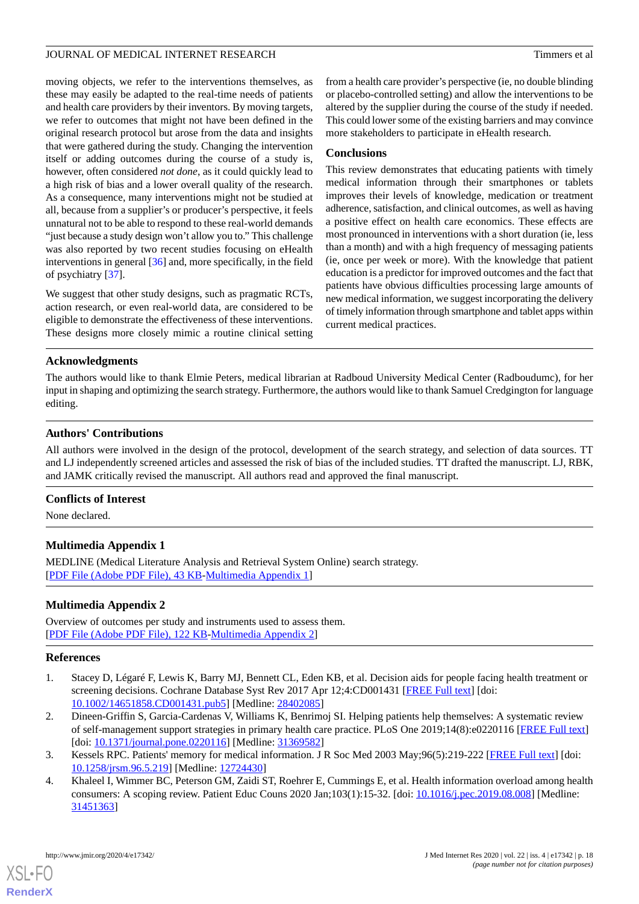moving objects, we refer to the interventions themselves, as these may easily be adapted to the real-time needs of patients and health care providers by their inventors. By moving targets, we refer to outcomes that might not have been defined in the original research protocol but arose from the data and insights that were gathered during the study. Changing the intervention itself or adding outcomes during the course of a study is, however, often considered *not done*, as it could quickly lead to a high risk of bias and a lower overall quality of the research. As a consequence, many interventions might not be studied at all, because from a supplier's or producer's perspective, it feels unnatural not to be able to respond to these real-world demands "just because a study design won't allow you to." This challenge was also reported by two recent studies focusing on eHealth interventions in general [36] and, more specifically, in the field of psychiatry [37].

We suggest that other study designs, such as pragmatic RCTs, action research, or even real-world data, are considered to be eligible to demonstrate the effectiveness of these interventions. These designs more closely mimic a routine clinical setting from a health care provider's perspective (ie, no double blinding or placebo-controlled setting) and allow the interventions to be altered by the supplier during the course of the study if needed. This could lower some of the existing barriers and may convince more stakeholders to participate in eHealth research.

## Conclusions

This review demonstrates that educating patients with timely medical information through their smartphones or tablets improves their levels of knowledge, medication or treatment adherence, satisfaction, and clinical outcomes, as well as having a positive effect on health care economics. These effects are most pronounced in interventions with a short duration (ie, less than a month) and with a high frequency of messaging patients (ie, once per week or more). With the knowledge that patient education is a predictor for improved outcomes and the fact that patients have obvious difficulties processing large amounts of new medical information, we suggest incorporating the delivery of timely information through smartphone and tablet apps within current medical practices.

## Acknowledgments

The authors would like to thank Elmie Peters, medical librarian at Radboud University Medical Center (Radboudumc), for her input in shaping and optimizing the search strategy. Furthermore, the authors would like to thank Samuel Credgington for language editing.

## Authors' Contributions

All authors were involved in the design of the protocol, development of the search strategy, and selection of data sources. TT and LJ independently screened articles and assessed the risk of bias of the included studies. TT drafted the manuscript. LJ, RBK, and JAMK critically revised the manuscript. All authors read and approved the final manuscript.

## Conflicts of Interest

None declared.

## Multimedia Appendix 1

MEDLINE (Medical Literature Analysis and Retrieval System Online) search strategy.
[PDF File (Adobe PDF File), 43 KB-Multimedia Appendix 1]

## Multimedia Appendix 2

Overview of outcomes per study and instruments used to assess them.
[PDF File (Adobe PDF File), 122 KB-Multimedia Appendix 2]

## References

1. Stacey D, Légaré F, Lewis K, Barry MJ, Bennett CL, Eden KB, et al. Decision aids for people facing health treatment or screening decisions. Cochrane Database Syst Rev 2017 Apr 12;4:CD001431 [FREE Full text] [doi: 10.1002/14651858.CD001431.pub5] [Medline: 28402085]
2. Dineen-Griffin S, Garcia-Cardenas V, Williams K, Benrimoj SI. Helping patients help themselves: A systematic review of self-management support strategies in primary health care practice. PLoS One 2019;14(8):e0220116 [FREE Full text] [doi: 10.1371/journal.pone.0220116] [Medline: 31369582]
3. Kessels RPC. Patients' memory for medical information. J R Soc Med 2003 May;96(5):219-222 [FREE Full text] [doi: 10.1258/jrsm.96.5.219] [Medline: 12724430]
4. Khaleel I, Wimmer BC, Peterson GM, Zaidi ST, Roehrer E, Cummings E, et al. Health information overload among health consumers: A scoping review. Patient Educ Couns 2020 Jan;103(1):15-32. [doi: 10.1016/j.pec.2019.08.008] [Medline: 31451363]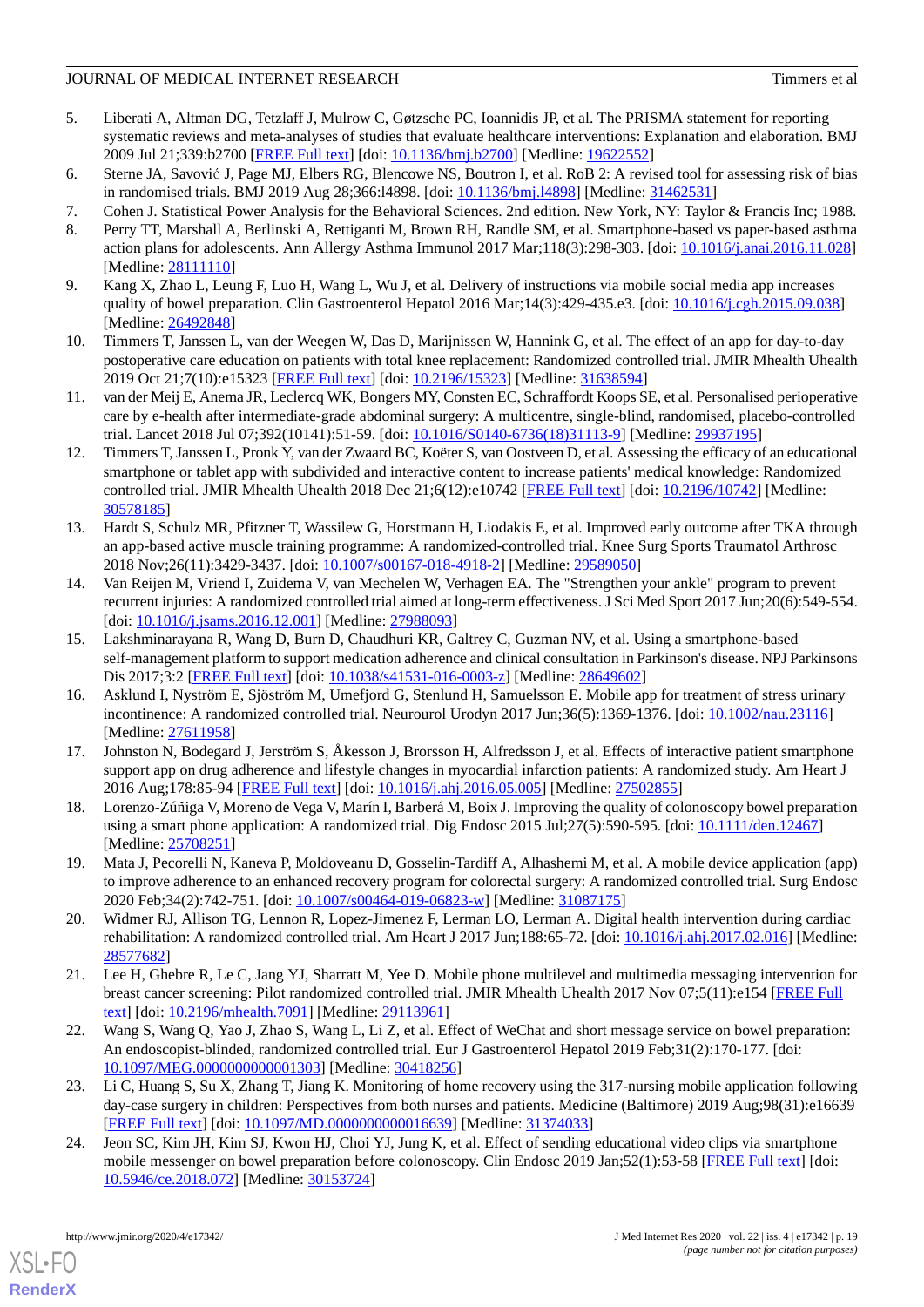5. Liberati A, Altman DG, Tetzlaff J, Mulrow C, Gøtzsche PC, Ioannidis JP, et al. The PRISMA statement for reporting systematic reviews and meta-analyses of studies that evaluate healthcare interventions: Explanation and elaboration. BMJ 2009 Jul 21;339:b2700 [FREE Full text] [doi: 10.1136/bmj.b2700] [Medline: 19622552]
6. Sterne JA, Savović J, Page MJ, Elbers RG, Blencowe NS, Boutron I, et al. RoB 2: A revised tool for assessing risk of bias in randomised trials. BMJ 2019 Aug 28;366:l4898. [doi: 10.1136/bmj.l4898] [Medline: 31462531]
7. Cohen J. Statistical Power Analysis for the Behavioral Sciences. 2nd edition. New York, NY: Taylor & Francis Inc; 1988.
8. Perry TT, Marshall A, Berlinski A, Rettiganti M, Brown RH, Randle SM, et al. Smartphone-based vs paper-based asthma action plans for adolescents. Ann Allergy Asthma Immunol 2017 Mar;118(3):298-303. [doi: 10.1016/j.anai.2016.11.028] [Medline: 28111110]
9. Kang X, Zhao L, Leung F, Luo H, Wang L, Wu J, et al. Delivery of instructions via mobile social media app increases quality of bowel preparation. Clin Gastroenterol Hepatol 2016 Mar;14(3):429-435.e3. [doi: 10.1016/j.cgh.2015.09.038] [Medline: 26492848]
10. Timmers T, Janssen L, van der Weegen W, Das D, Marijnissen W, Hannink G, et al. The effect of an app for day-to-day postoperative care education on patients with total knee replacement: Randomized controlled trial. JMIR Mhealth Uhealth 2019 Oct 21;7(10):e15323 [FREE Full text] [doi: 10.2196/15323] [Medline: 31638594]
11. van der Meij E, Anema JR, Leclercq WK, Bongers MY, Consten EC, Schraffordt Koops SE, et al. Personalised perioperative care by e-health after intermediate-grade abdominal surgery: A multicentre, single-blind, randomised, placebo-controlled trial. Lancet 2018 Jul 07;392(10141):51-59. [doi: 10.1016/S0140-6736(18)31113-9] [Medline: 29937195]
12. Timmers T, Janssen L, Pronk Y, van der Zwaard BC, Koëter S, van Oostveen D, et al. Assessing the efficacy of an educational smartphone or tablet app with subdivided and interactive content to increase patients' medical knowledge: Randomized controlled trial. JMIR Mhealth Uhealth 2018 Dec 21;6(12):e10742 [FREE Full text] [doi: 10.2196/10742] [Medline: 30578185]
13. Hardt S, Schulz MR, Pfitzner T, Wassilew G, Horstmann H, Liodakis E, et al. Improved early outcome after TKA through an app-based active muscle training programme: A randomized-controlled trial. Knee Surg Sports Traumatol Arthrosc 2018 Nov;26(11):3429-3437. [doi: 10.1007/s00167-018-4918-2] [Medline: 29589050]
14. Van Reijen M, Vriend I, Zuidema V, van Mechelen W, Verhagen EA. The "Strengthen your ankle" program to prevent recurrent injuries: A randomized controlled trial aimed at long-term effectiveness. J Sci Med Sport 2017 Jun;20(6):549-554. [doi: 10.1016/j.jsams.2016.12.001] [Medline: 27988093]
15. Lakshminarayana R, Wang D, Burn D, Chaudhuri KR, Galtrey C, Guzman NV, et al. Using a smartphone-based self-management platform to support medication adherence and clinical consultation in Parkinson's disease. NPJ Parkinsons Dis 2017;3:2 [FREE Full text] [doi: 10.1038/s41531-016-0003-z] [Medline: 28649602]
16. Asklund I, Nyström E, Sjöström M, Umefjord G, Stenlund H, Samuelsson E. Mobile app for treatment of stress urinary incontinence: A randomized controlled trial. Neurourol Urodyn 2017 Jun;36(5):1369-1376. [doi: 10.1002/nau.23116] [Medline: 27611958]
17. Johnston N, Bodegard J, Jerström S, Åkesson J, Brorsson H, Alfredsson J, et al. Effects of interactive patient smartphone support app on drug adherence and lifestyle changes in myocardial infarction patients: A randomized study. Am Heart J 2016 Aug;178:85-94 [FREE Full text] [doi: 10.1016/j.ahj.2016.05.005] [Medline: 27502855]
18. Lorenzo-Zúñiga V, Moreno de Vega V, Marín I, Barberá M, Boix J. Improving the quality of colonoscopy bowel preparation using a smart phone application: A randomized trial. Dig Endosc 2015 Jul;27(5):590-595. [doi: 10.1111/den.12467] [Medline: 25708251]
19. Mata J, Pecorelli N, Kaneva P, Moldoveanu D, Gosselin-Tardiff A, Alhashemi M, et al. A mobile device application (app) to improve adherence to an enhanced recovery program for colorectal surgery: A randomized controlled trial. Surg Endosc 2020 Feb;34(2):742-751. [doi: 10.1007/s00464-019-06823-w] [Medline: 31087175]
20. Widmer RJ, Allison TG, Lennon R, Lopez-Jimenez F, Lerman LO, Lerman A. Digital health intervention during cardiac rehabilitation: A randomized controlled trial. Am Heart J 2017 Jun;188:65-72. [doi: 10.1016/j.ahj.2017.02.016] [Medline: 28577682]
21. Lee H, Ghebre R, Le C, Jang YJ, Sharratt M, Yee D. Mobile phone multilevel and multimedia messaging intervention for breast cancer screening: Pilot randomized controlled trial. JMIR Mhealth Uhealth 2017 Nov 07;5(11):e154 [FREE Full text] [doi: 10.2196/mhealth.7091] [Medline: 29113961]
22. Wang S, Wang Q, Yao J, Zhao S, Wang L, Li Z, et al. Effect of WeChat and short message service on bowel preparation: An endoscopist-blinded, randomized controlled trial. Eur J Gastroenterol Hepatol 2019 Feb;31(2):170-177. [doi: 10.1097/MEG.0000000000001303] [Medline: 30418256]
23. Li C, Huang S, Su X, Zhang T, Jiang K. Monitoring of home recovery using the 317-nursing mobile application following day-case surgery in children: Perspectives from both nurses and patients. Medicine (Baltimore) 2019 Aug;98(31):e16639 [FREE Full text] [doi: 10.1097/MD.0000000000016639] [Medline: 31374033]
24. Jeon SC, Kim JH, Kim SJ, Kwon HJ, Choi YJ, Jung K, et al. Effect of sending educational video clips via smartphone mobile messenger on bowel preparation before colonoscopy. Clin Endosc 2019 Jan;52(1):53-58 [FREE Full text] [doi: 10.5946/ce.2018.072] [Medline: 30153724]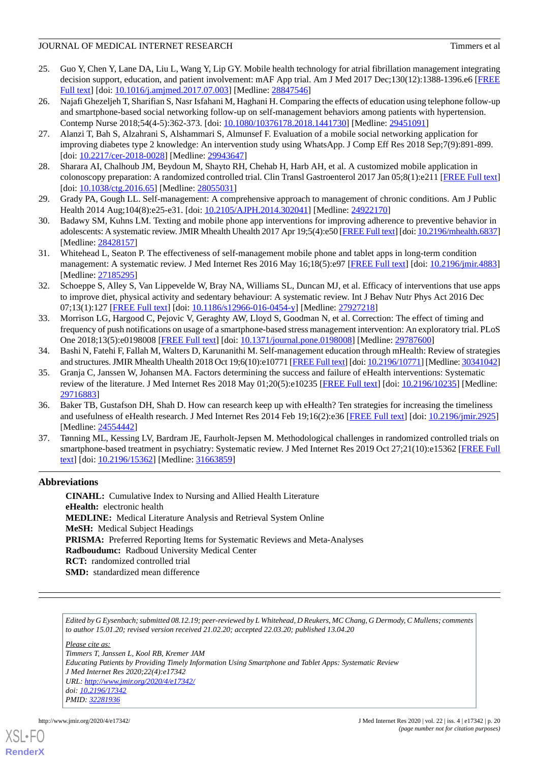25. Guo Y, Chen Y, Lane DA, Liu L, Wang Y, Lip GY. Mobile health technology for atrial fibrillation management integrating decision support, education, and patient involvement: mAF App trial. Am J Med 2017 Dec;130(12):1388-1396.e6 [FREE Full text] [doi: 10.1016/j.amjmed.2017.07.003] [Medline: 28847546]
26. Najafi Ghezeljeh T, Sharifian S, Nasr Isfahani M, Haghani H. Comparing the effects of education using telephone follow-up and smartphone-based social networking follow-up on self-management behaviors among patients with hypertension. Contemp Nurse 2018;54(4-5):362-373. [doi: 10.1080/10376178.2018.1441730] [Medline: 29451091]
27. Alanzi T, Bah S, Alzahrani S, Alshammari S, Almunsef F. Evaluation of a mobile social networking application for improving diabetes type 2 knowledge: An intervention study using WhatsApp. J Comp Eff Res 2018 Sep;7(9):891-899. [doi: 10.2217/cer-2018-0028] [Medline: 29943647]
28. Sharara AI, Chalhoub JM, Beydoun M, Shayto RH, Chehab H, Harb AH, et al. A customized mobile application in colonoscopy preparation: A randomized controlled trial. Clin Transl Gastroenterol 2017 Jan 05;8(1):e211 [FREE Full text] [doi: 10.1038/ctg.2016.65] [Medline: 28055031]
29. Grady PA, Gough LL. Self-management: A comprehensive approach to management of chronic conditions. Am J Public Health 2014 Aug;104(8):e25-e31. [doi: 10.2105/AJPH.2014.302041] [Medline: 24922170]
30. Badawy SM, Kuhns LM. Texting and mobile phone app interventions for improving adherence to preventive behavior in adolescents: A systematic review. JMIR Mhealth Uhealth 2017 Apr 19;5(4):e50 [FREE Full text] [doi: 10.2196/mhealth.6837] [Medline: 28428157]
31. Whitehead L, Seaton P. The effectiveness of self-management mobile phone and tablet apps in long-term condition management: A systematic review. J Med Internet Res 2016 May 16;18(5):e97 [FREE Full text] [doi: 10.2196/jmir.4883] [Medline: 27185295]
32. Schoeppe S, Alley S, Van Lippevelde W, Bray NA, Williams SL, Duncan MJ, et al. Efficacy of interventions that use apps to improve diet, physical activity and sedentary behaviour: A systematic review. Int J Behav Nutr Phys Act 2016 Dec 07;13(1):127 [FREE Full text] [doi: 10.1186/s12966-016-0454-y] [Medline: 27927218]
33. Morrison LG, Hargood C, Pejovic V, Geraghty AW, Lloyd S, Goodman N, et al. Correction: The effect of timing and frequency of push notifications on usage of a smartphone-based stress management intervention: An exploratory trial. PLoS One 2018;13(5):e0198008 [FREE Full text] [doi: 10.1371/journal.pone.0198008] [Medline: 29787600]
34. Bashi N, Fatehi F, Fallah M, Walters D, Karunanithi M. Self-management education through mHealth: Review of strategies and structures. JMIR Mhealth Uhealth 2018 Oct 19;6(10):e10771 [FREE Full text] [doi: 10.2196/10771] [Medline: 30341042]
35. Granja C, Janssen W, Johansen MA. Factors determining the success and failure of eHealth interventions: Systematic review of the literature. J Med Internet Res 2018 May 01;20(5):e10235 [FREE Full text] [doi: 10.2196/10235] [Medline: 29716883]
36. Baker TB, Gustafson DH, Shah D. How can research keep up with eHealth? Ten strategies for increasing the timeliness and usefulness of eHealth research. J Med Internet Res 2014 Feb 19;16(2):e36 [FREE Full text] [doi: 10.2196/jmir.2925] [Medline: 24554442]
37. Tønning ML, Kessing LV, Bardram JE, Faurholt-Jepsen M. Methodological challenges in randomized controlled trials on smartphone-based treatment in psychiatry: Systematic review. J Med Internet Res 2019 Oct 27;21(10):e15362 [FREE Full text] [doi: 10.2196/15362] [Medline: 31663859]

## Abbreviations

**CINAHL:** Cumulative Index to Nursing and Allied Health Literature
**eHealth:** electronic health
**MEDLINE:** Medical Literature Analysis and Retrieval System Online
**MeSH:** Medical Subject Headings
**PRISMA:** Preferred Reporting Items for Systematic Reviews and Meta-Analyses
**Radboudumc:** Radboud University Medical Center
**RCT:** randomized controlled trial
**SMD:** standardized mean difference

*Edited by G Eysenbach; submitted 08.12.19; peer-reviewed by L Whitehead, D Reukers, MC Chang, G Dermody, C Mullens; comments to author 15.01.20; revised version received 21.02.20; accepted 22.03.20; published 13.04.20*

*Please cite as:*
*Timmers T, Janssen L, Kool RB, Kremer JAM*
*Educating Patients by Providing Timely Information Using Smartphone and Tablet Apps: Systematic Review*
*J Med Internet Res 2020;22(4):e17342*
*URL: http://www.jmir.org/2020/4/e17342/*
*doi: 10.2196/17342*
*PMID: 32281936*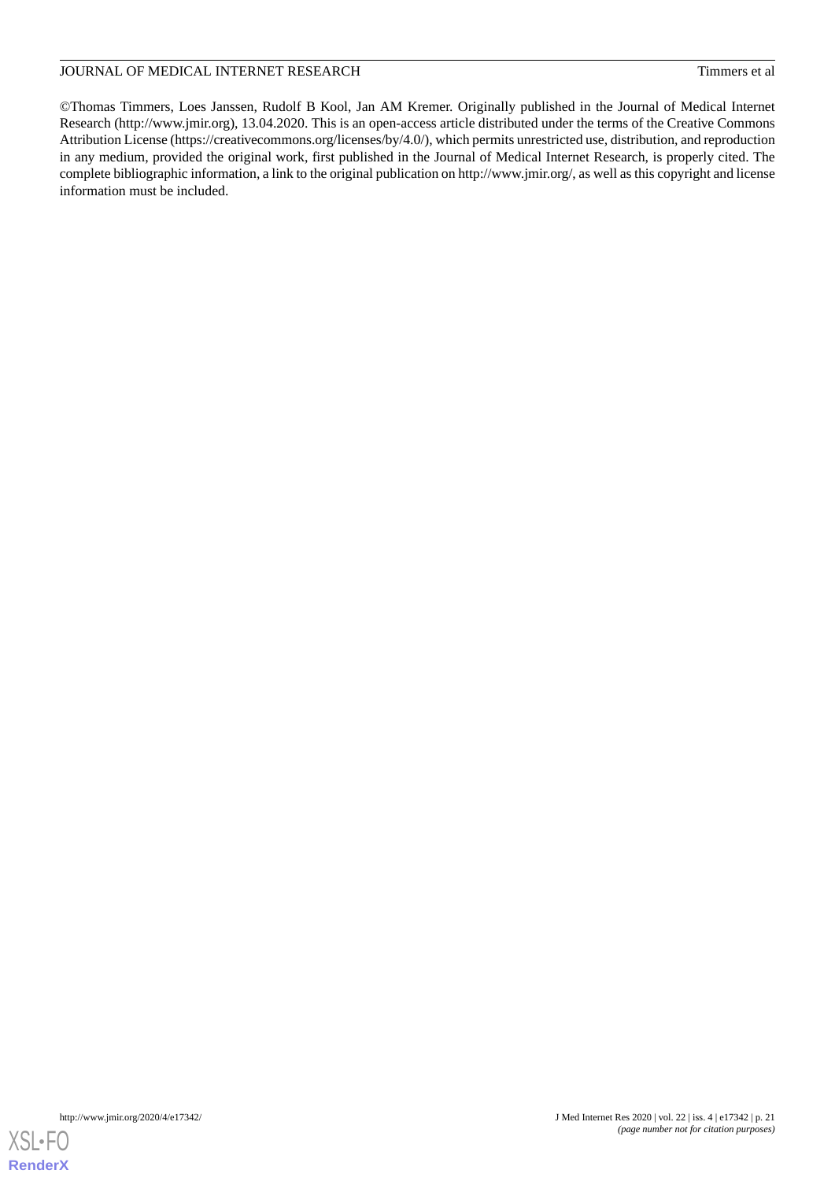©Thomas Timmers, Loes Janssen, Rudolf B Kool, Jan AM Kremer. Originally published in the Journal of Medical Internet Research (http://www.jmir.org), 13.04.2020. This is an open-access article distributed under the terms of the Creative Commons Attribution License (https://creativecommons.org/licenses/by/4.0/), which permits unrestricted use, distribution, and reproduction in any medium, provided the original work, first published in the Journal of Medical Internet Research, is properly cited. The complete bibliographic information, a link to the original publication on http://www.jmir.org/, as well as this copyright and license information must be included.